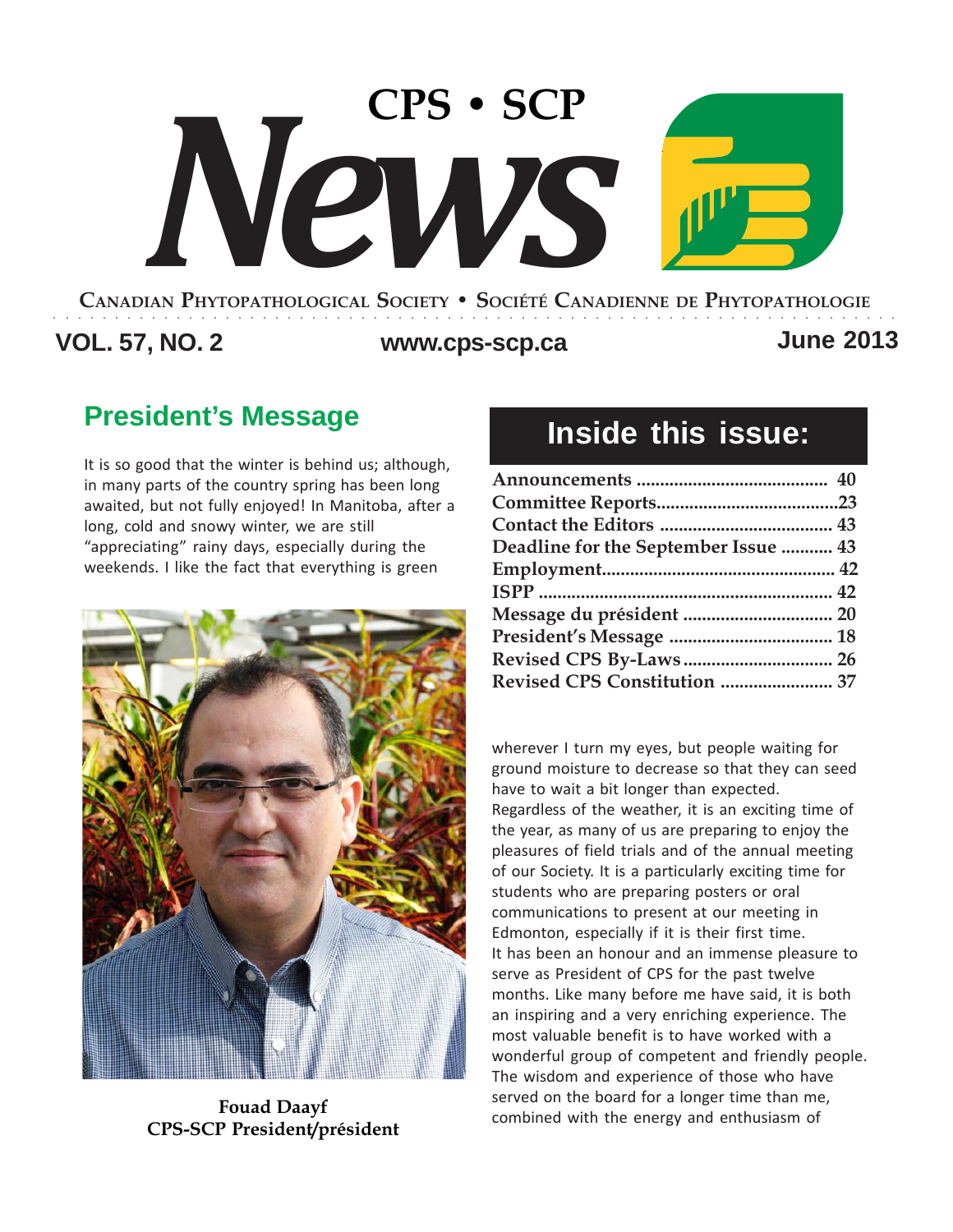# CPS • SCP News

**Canadian Phytopathological Society • Société Canadienne de Phytopathologie**

**VOL. 57, NO. 2** **www.cps-scp.ca** **June 2013**

## Inside this issue:

| | |
|---|---|
| Announcements | 40 |
| Committee Reports | 23 |
| Contact the Editors | 43 |
| Deadline for the September Issue | 43 |
| Employment | 42 |
| ISPP | 42 |
| Message du président | 20 |
| President's Message | 18 |
| Revised CPS By-Laws | 26 |
| Revised CPS Constitution | 37 |

## President's Message

It is so good that the winter is behind us; although, in many parts of the country spring has been long awaited, but not fully enjoyed! In Manitoba, after a long, cold and snowy winter, we are still "appreciating" rainy days, especially during the weekends. I like the fact that everything is green wherever I turn my eyes, but people waiting for ground moisture to decrease so that they can seed have to wait a bit longer than expected.

Regardless of the weather, it is an exciting time of the year, as many of us are preparing to enjoy the pleasures of field trials and of the annual meeting of our Society. It is a particularly exciting time for students who are preparing posters or oral communications to present at our meeting in Edmonton, especially if it is their first time.

It has been an honour and an immense pleasure to serve as President of CPS for the past twelve months. Like many before me have said, it is both an inspiring and a very enriching experience. The most valuable benefit is to have worked with a wonderful group of competent and friendly people. The wisdom and experience of those who have served on the board for a longer time than me, combined with the energy and enthusiasm of

**Fouad Daayf**
**CPS-SCP President/président**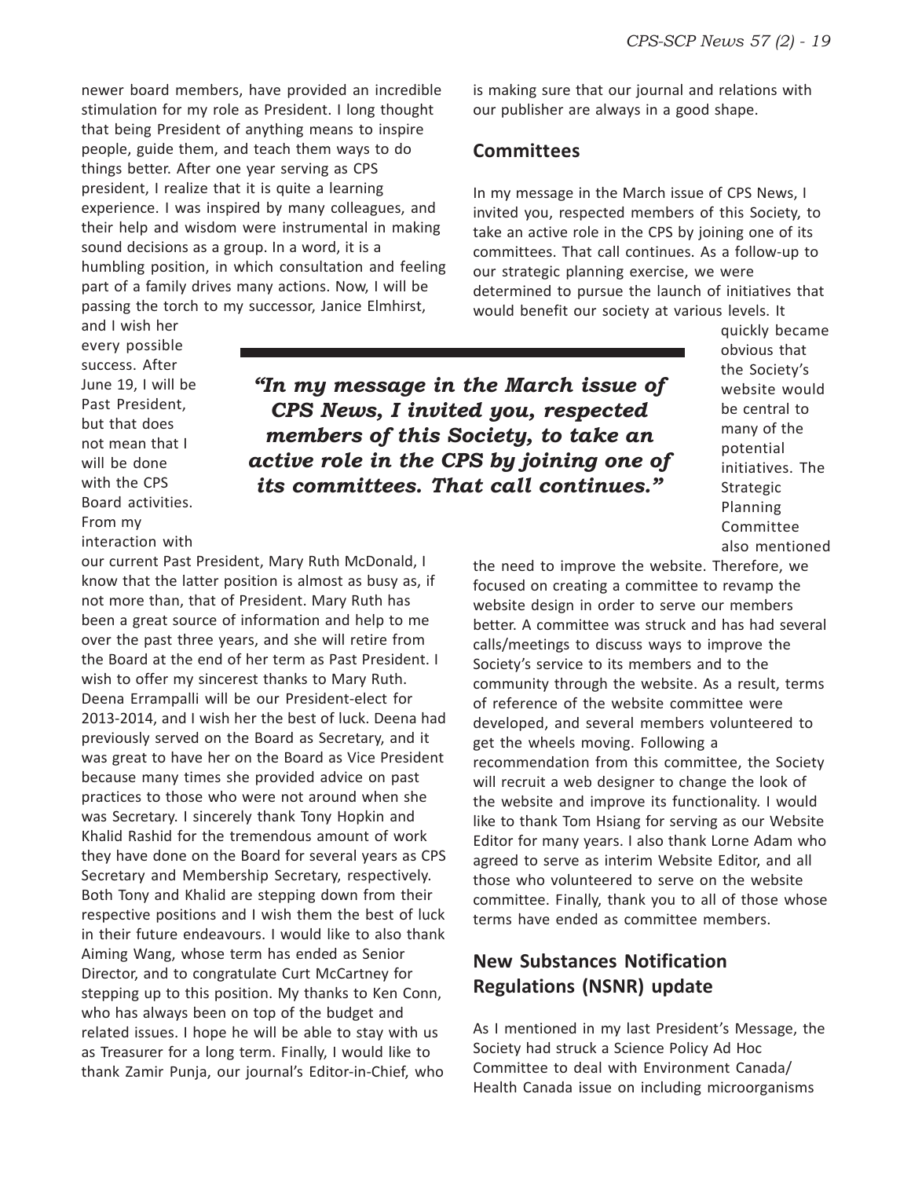newer board members, have provided an incredible stimulation for my role as President. I long thought that being President of anything means to inspire people, guide them, and teach them ways to do things better. After one year serving as CPS president, I realize that it is quite a learning experience. I was inspired by many colleagues, and their help and wisdom were instrumental in making sound decisions as a group. In a word, it is a humbling position, in which consultation and feeling part of a family drives many actions. Now, I will be passing the torch to my successor, Janice Elmhirst, and I wish her every possible success. After June 19, I will be Past President, but that does not mean that I will be done with the CPS Board activities. From my interaction with our current Past President, Mary Ruth McDonald, I know that the latter position is almost as busy as, if not more than, that of President. Mary Ruth has been a great source of information and help to me over the past three years, and she will retire from the Board at the end of her term as Past President. I wish to offer my sincerest thanks to Mary Ruth. Deena Errampalli will be our President-elect for 2013-2014, and I wish her the best of luck. Deena had previously served on the Board as Secretary, and it was great to have her on the Board as Vice President because many times she provided advice on past practices to those who were not around when she was Secretary. I sincerely thank Tony Hopkin and Khalid Rashid for the tremendous amount of work they have done on the Board for several years as CPS Secretary and Membership Secretary, respectively. Both Tony and Khalid are stepping down from their respective positions and I wish them the best of luck in their future endeavours. I would like to also thank Aiming Wang, whose term has ended as Senior Director, and to congratulate Curt McCartney for stepping up to this position. My thanks to Ken Conn, who has always been on top of the budget and related issues. I hope he will be able to stay with us as Treasurer for a long term. Finally, I would like to thank Zamir Punja, our journal's Editor-in-Chief, who is making sure that our journal and relations with our publisher are always in a good shape.

## Committees

In my message in the March issue of CPS News, I invited you, respected members of this Society, to take an active role in the CPS by joining one of its committees. That call continues. As a follow-up to our strategic planning exercise, we were determined to pursue the launch of initiatives that would benefit our society at various levels. It quickly became obvious that the Society's website would be central to many of the potential initiatives. The Strategic Planning Committee also mentioned the need to improve the website. Therefore, we focused on creating a committee to revamp the website design in order to serve our members better. A committee was struck and has had several calls/meetings to discuss ways to improve the Society's service to its members and to the community through the website. As a result, terms of reference of the website committee were developed, and several members volunteered to get the wheels moving. Following a recommendation from this committee, the Society will recruit a web designer to change the look of the website and improve its functionality. I would like to thank Tom Hsiang for serving as our Website Editor for many years. I also thank Lorne Adam who agreed to serve as interim Website Editor, and all those who volunteered to serve on the website committee. Finally, thank you to all of those whose terms have ended as committee members.

> ***"In my message in the March issue of CPS News, I invited you, respected members of this Society, to take an active role in the CPS by joining one of its committees. That call continues."***

## New Substances Notification Regulations (NSNR) update

As I mentioned in my last President's Message, the Society had struck a Science Policy Ad Hoc Committee to deal with Environment Canada/ Health Canada issue on including microorganisms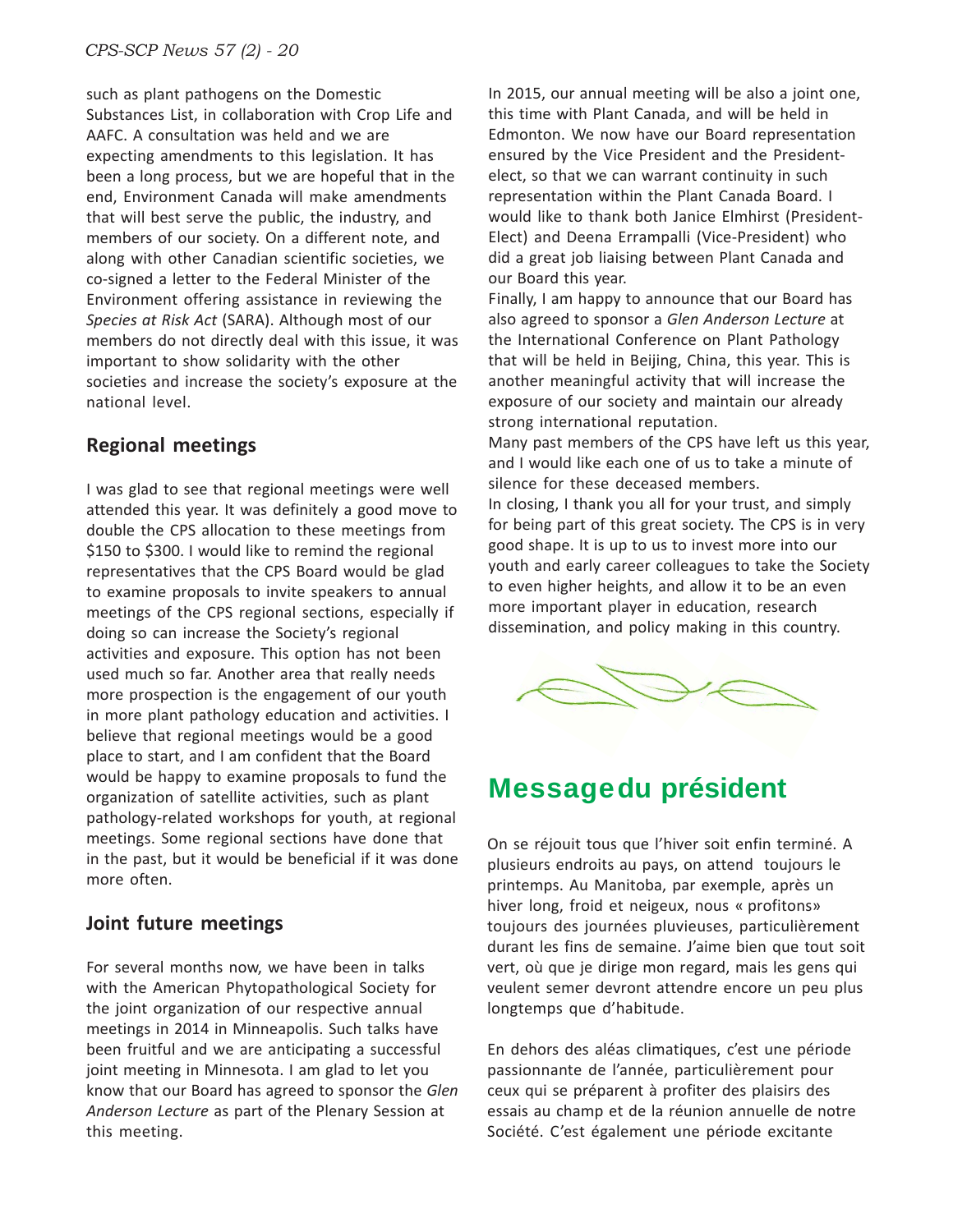such as plant pathogens on the Domestic Substances List, in collaboration with Crop Life and AAFC. A consultation was held and we are expecting amendments to this legislation. It has been a long process, but we are hopeful that in the end, Environment Canada will make amendments that will best serve the public, the industry, and members of our society. On a different note, and along with other Canadian scientific societies, we co-signed a letter to the Federal Minister of the Environment offering assistance in reviewing the *Species at Risk Act* (SARA). Although most of our members do not directly deal with this issue, it was important to show solidarity with the other societies and increase the society's exposure at the national level.

### Regional meetings

I was glad to see that regional meetings were well attended this year. It was definitely a good move to double the CPS allocation to these meetings from $150 to $300. I would like to remind the regional representatives that the CPS Board would be glad to examine proposals to invite speakers to annual meetings of the CPS regional sections, especially if doing so can increase the Society's regional activities and exposure. This option has not been used much so far. Another area that really needs more prospection is the engagement of our youth in more plant pathology education and activities. I believe that regional meetings would be a good place to start, and I am confident that the Board would be happy to examine proposals to fund the organization of satellite activities, such as plant pathology-related workshops for youth, at regional meetings. Some regional sections have done that in the past, but it would be beneficial if it was done more often.

### Joint future meetings

For several months now, we have been in talks with the American Phytopathological Society for the joint organization of our respective annual meetings in 2014 in Minneapolis. Such talks have been fruitful and we are anticipating a successful joint meeting in Minnesota. I am glad to let you know that our Board has agreed to sponsor the *Glen Anderson Lecture* as part of the Plenary Session at this meeting.

In 2015, our annual meeting will be also a joint one, this time with Plant Canada, and will be held in Edmonton. We now have our Board representation ensured by the Vice President and the President-elect, so that we can warrant continuity in such representation within the Plant Canada Board. I would like to thank both Janice Elmhirst (President-Elect) and Deena Errampalli (Vice-President) who did a great job liaising between Plant Canada and our Board this year.

Finally, I am happy to announce that our Board has also agreed to sponsor a *Glen Anderson Lecture* at the International Conference on Plant Pathology that will be held in Beijing, China, this year. This is another meaningful activity that will increase the exposure of our society and maintain our already strong international reputation.

Many past members of the CPS have left us this year, and I would like each one of us to take a minute of silence for these deceased members.

In closing, I thank you all for your trust, and simply for being part of this great society. The CPS is in very good shape. It is up to us to invest more into our youth and early career colleagues to take the Society to even higher heights, and allow it to be an even more important player in education, research dissemination, and policy making in this country.

## Message du président

On se réjouit tous que l'hiver soit enfin terminé. A plusieurs endroits au pays, on attend toujours le printemps. Au Manitoba, par exemple, après un hiver long, froid et neigeux, nous « profitons» toujours des journées pluvieuses, particulièrement durant les fins de semaine. J'aime bien que tout soit vert, où que je dirige mon regard, mais les gens qui veulent semer devront attendre encore un peu plus longtemps que d'habitude.

En dehors des aléas climatiques, c'est une période passionnante de l'année, particulièrement pour ceux qui se préparent à profiter des plaisirs des essais au champ et de la réunion annuelle de notre Société. C'est également une période excitante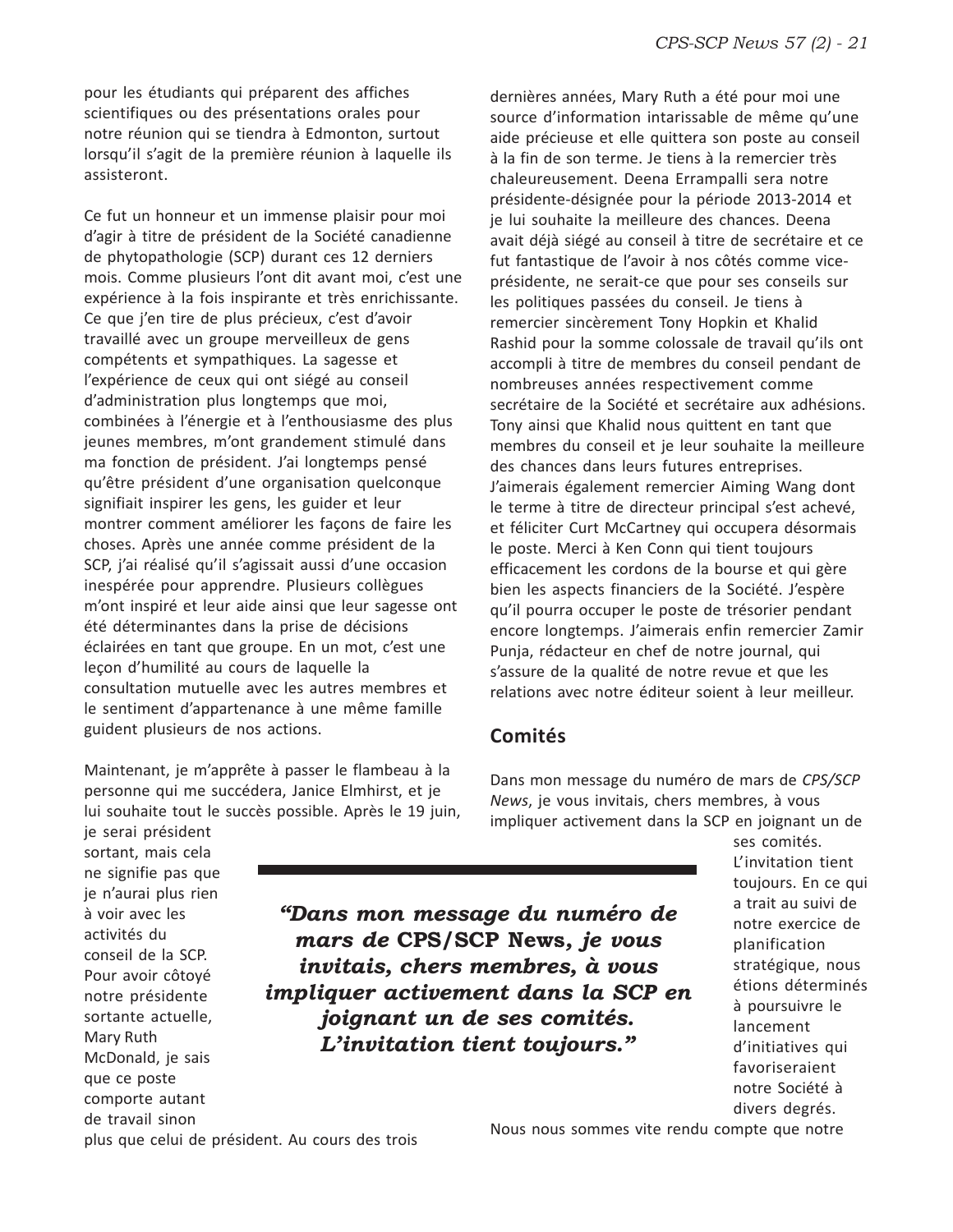pour les étudiants qui préparent des affiches scientifiques ou des présentations orales pour notre réunion qui se tiendra à Edmonton, surtout lorsqu'il s'agit de la première réunion à laquelle ils assisteront.

Ce fut un honneur et un immense plaisir pour moi d'agir à titre de président de la Société canadienne de phytopathologie (SCP) durant ces 12 derniers mois. Comme plusieurs l'ont dit avant moi, c'est une expérience à la fois inspirante et très enrichissante. Ce que j'en tire de plus précieux, c'est d'avoir travaillé avec un groupe merveilleux de gens compétents et sympathiques. La sagesse et l'expérience de ceux qui ont siégé au conseil d'administration plus longtemps que moi, combinées à l'énergie et à l'enthousiasme des plus jeunes membres, m'ont grandement stimulé dans ma fonction de président. J'ai longtemps pensé qu'être président d'une organisation quelconque signifiait inspirer les gens, les guider et leur montrer comment améliorer les façons de faire les choses. Après une année comme président de la SCP, j'ai réalisé qu'il s'agissait aussi d'une occasion inespérée pour apprendre. Plusieurs collègues m'ont inspiré et leur aide ainsi que leur sagesse ont été déterminantes dans la prise de décisions éclairées en tant que groupe. En un mot, c'est une leçon d'humilité au cours de laquelle la consultation mutuelle avec les autres membres et le sentiment d'appartenance à une même famille guident plusieurs de nos actions.

Maintenant, je m'apprête à passer le flambeau à la personne qui me succédera, Janice Elmhirst, et je lui souhaite tout le succès possible. Après le 19 juin, je serai président sortant, mais cela ne signifie pas que je n'aurai plus rien à voir avec les activités du conseil de la SCP. Pour avoir côtoyé notre présidente sortante actuelle, Mary Ruth McDonald, je sais que ce poste comporte autant de travail sinon plus que celui de président. Au cours des trois dernières années, Mary Ruth a été pour moi une source d'information intarissable de même qu'une aide précieuse et elle quittera son poste au conseil à la fin de son terme. Je tiens à la remercier très chaleureusement. Deena Errampalli sera notre présidente-désignée pour la période 2013-2014 et je lui souhaite la meilleure des chances. Deena avait déjà siégé au conseil à titre de secrétaire et ce fut fantastique de l'avoir à nos côtés comme vice-présidente, ne serait-ce que pour ses conseils sur les politiques passées du conseil. Je tiens à remercier sincèrement Tony Hopkin et Khalid Rashid pour la somme colossale de travail qu'ils ont accompli à titre de membres du conseil pendant de nombreuses années respectivement comme secrétaire de la Société et secrétaire aux adhésions. Tony ainsi que Khalid nous quittent en tant que membres du conseil et je leur souhaite la meilleure des chances dans leurs futures entreprises. J'aimerais également remercier Aiming Wang dont le terme à titre de directeur principal s'est achevé, et féliciter Curt McCartney qui occupera désormais le poste. Merci à Ken Conn qui tient toujours efficacement les cordons de la bourse et qui gère bien les aspects financiers de la Société. J'espère qu'il pourra occuper le poste de trésorier pendant encore longtemps. J'aimerais enfin remercier Zamir Punja, rédacteur en chef de notre journal, qui s'assure de la qualité de notre revue et que les relations avec notre éditeur soient à leur meilleur.

## Comités

Dans mon message du numéro de mars de *CPS/SCP News*, je vous invitais, chers membres, à vous impliquer activement dans la SCP en joignant un de ses comités. L'invitation tient toujours. En ce qui a trait au suivi de notre exercice de planification stratégique, nous étions déterminés à poursuivre le lancement d'initiatives qui favoriseraient notre Société à divers degrés. Nous nous sommes vite rendu compte que notre

> ***"Dans mon message du numéro de mars de* CPS/SCP News*, je vous invitais, chers membres, à vous impliquer activement dans la SCP en joignant un de ses comités. L'invitation tient toujours."***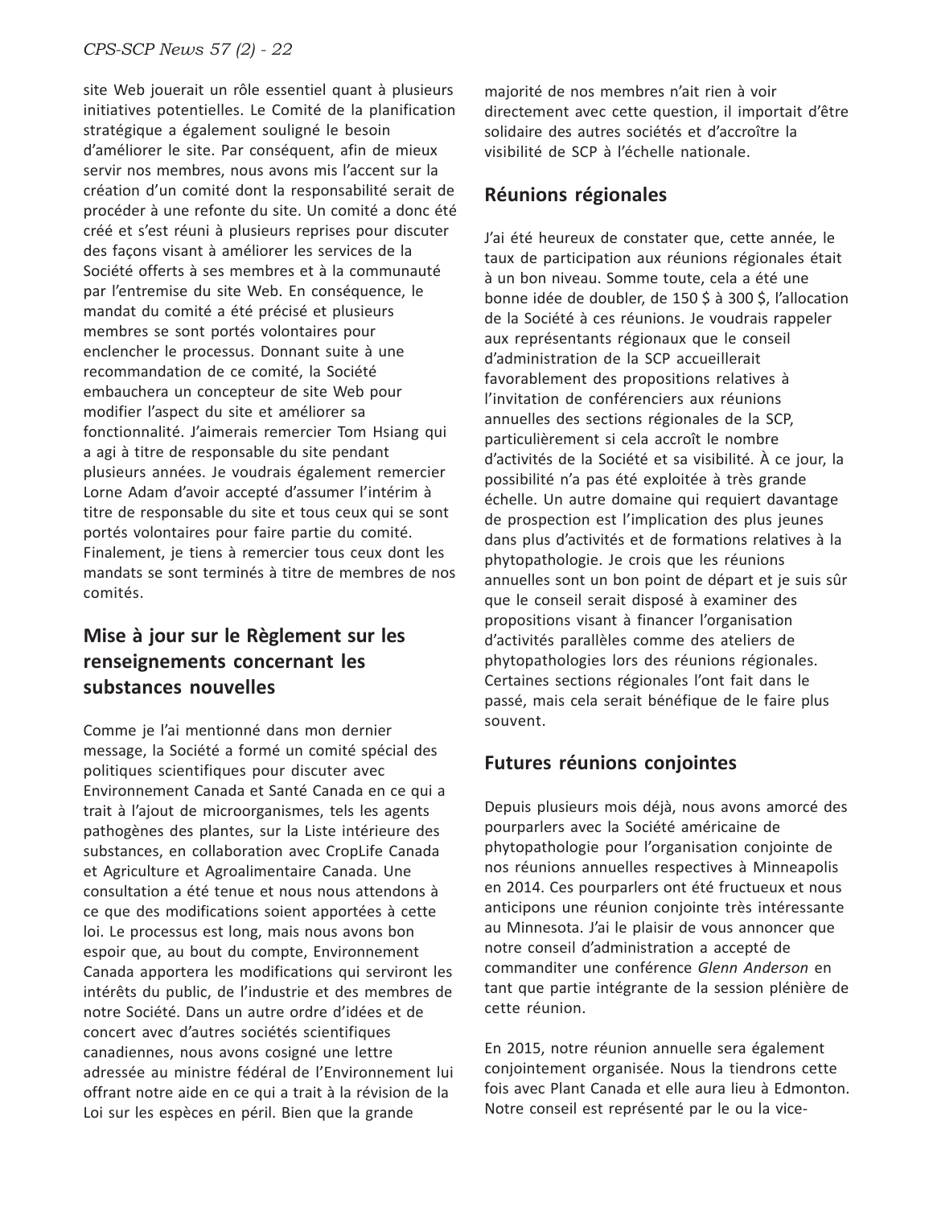site Web jouerait un rôle essentiel quant à plusieurs initiatives potentielles. Le Comité de la planification stratégique a également souligné le besoin d'améliorer le site. Par conséquent, afin de mieux servir nos membres, nous avons mis l'accent sur la création d'un comité dont la responsabilité serait de procéder à une refonte du site. Un comité a donc été créé et s'est réuni à plusieurs reprises pour discuter des façons visant à améliorer les services de la Société offerts à ses membres et à la communauté par l'entremise du site Web. En conséquence, le mandat du comité a été précisé et plusieurs membres se sont portés volontaires pour enclencher le processus. Donnant suite à une recommandation de ce comité, la Société embauchera un concepteur de site Web pour modifier l'aspect du site et améliorer sa fonctionnalité. J'aimerais remercier Tom Hsiang qui a agi à titre de responsable du site pendant plusieurs années. Je voudrais également remercier Lorne Adam d'avoir accepté d'assumer l'intérim à titre de responsable du site et tous ceux qui se sont portés volontaires pour faire partie du comité. Finalement, je tiens à remercier tous ceux dont les mandats se sont terminés à titre de membres de nos comités.

## Mise à jour sur le Règlement sur les renseignements concernant les substances nouvelles

Comme je l'ai mentionné dans mon dernier message, la Société a formé un comité spécial des politiques scientifiques pour discuter avec Environnement Canada et Santé Canada en ce qui a trait à l'ajout de microorganismes, tels les agents pathogènes des plantes, sur la Liste intérieure des substances, en collaboration avec CropLife Canada et Agriculture et Agroalimentaire Canada. Une consultation a été tenue et nous nous attendons à ce que des modifications soient apportées à cette loi. Le processus est long, mais nous avons bon espoir que, au bout du compte, Environnement Canada apportera les modifications qui serviront les intérêts du public, de l'industrie et des membres de notre Société. Dans un autre ordre d'idées et de concert avec d'autres sociétés scientifiques canadiennes, nous avons cosigné une lettre adressée au ministre fédéral de l'Environnement lui offrant notre aide en ce qui a trait à la révision de la Loi sur les espèces en péril. Bien que la grande majorité de nos membres n'ait rien à voir directement avec cette question, il importait d'être solidaire des autres sociétés et d'accroître la visibilité de SCP à l'échelle nationale.

## Réunions régionales

J'ai été heureux de constater que, cette année, le taux de participation aux réunions régionales était à un bon niveau. Somme toute, cela a été une bonne idée de doubler, de 150 $ à 300 $, l'allocation de la Société à ces réunions. Je voudrais rappeler aux représentants régionaux que le conseil d'administration de la SCP accueillerait favorablement des propositions relatives à l'invitation de conférenciers aux réunions annuelles des sections régionales de la SCP, particulièrement si cela accroît le nombre d'activités de la Société et sa visibilité. À ce jour, la possibilité n'a pas été exploitée à très grande échelle. Un autre domaine qui requiert davantage de prospection est l'implication des plus jeunes dans plus d'activités et de formations relatives à la phytopathologie. Je crois que les réunions annuelles sont un bon point de départ et je suis sûr que le conseil serait disposé à examiner des propositions visant à financer l'organisation d'activités parallèles comme des ateliers de phytopathologies lors des réunions régionales. Certaines sections régionales l'ont fait dans le passé, mais cela serait bénéfique de le faire plus souvent.

## Futures réunions conjointes

Depuis plusieurs mois déjà, nous avons amorcé des pourparlers avec la Société américaine de phytopathologie pour l'organisation conjointe de nos réunions annuelles respectives à Minneapolis en 2014. Ces pourparlers ont été fructueux et nous anticipons une réunion conjointe très intéressante au Minnesota. J'ai le plaisir de vous annoncer que notre conseil d'administration a accepté de commanditer une conférence *Glenn Anderson* en tant que partie intégrante de la session plénière de cette réunion.

En 2015, notre réunion annuelle sera également conjointement organisée. Nous la tiendrons cette fois avec Plant Canada et elle aura lieu à Edmonton. Notre conseil est représenté par le ou la vice-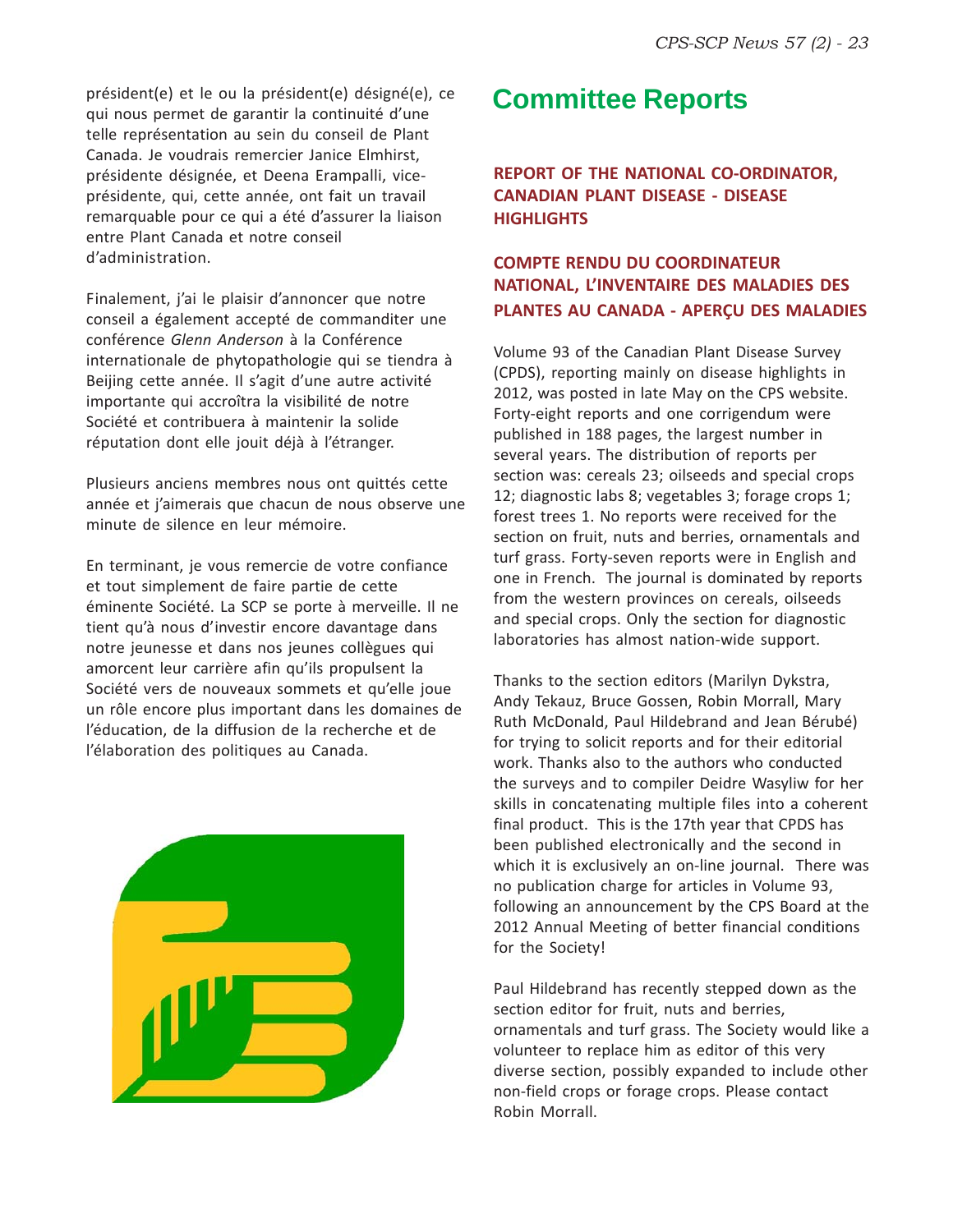président(e) et le ou la président(e) désigné(e), ce qui nous permet de garantir la continuité d'une telle représentation au sein du conseil de Plant Canada. Je voudrais remercier Janice Elmhirst, présidente désignée, et Deena Erampalli, vice-présidente, qui, cette année, ont fait un travail remarquable pour ce qui a été d'assurer la liaison entre Plant Canada et notre conseil d'administration.

Finalement, j'ai le plaisir d'annoncer que notre conseil a également accepté de commanditer une conférence *Glenn Anderson* à la Conférence internationale de phytopathologie qui se tiendra à Beijing cette année. Il s'agit d'une autre activité importante qui accroîtra la visibilité de notre Société et contribuera à maintenir la solide réputation dont elle jouit déjà à l'étranger.

Plusieurs anciens membres nous ont quittés cette année et j'aimerais que chacun de nous observe une minute de silence en leur mémoire.

En terminant, je vous remercie de votre confiance et tout simplement de faire partie de cette éminente Société. La SCP se porte à merveille. Il ne tient qu'à nous d'investir encore davantage dans notre jeunesse et dans nos jeunes collègues qui amorcent leur carrière afin qu'ils propulsent la Société vers de nouveaux sommets et qu'elle joue un rôle encore plus important dans les domaines de l'éducation, de la diffusion de la recherche et de l'élaboration des politiques au Canada.

# Committee Reports

## REPORT OF THE NATIONAL CO-ORDINATOR, CANADIAN PLANT DISEASE - DISEASE HIGHLIGHTS

## COMPTE RENDU DU COORDINATEUR NATIONAL, L'INVENTAIRE DES MALADIES DES PLANTES AU CANADA - APERÇU DES MALADIES

Volume 93 of the Canadian Plant Disease Survey (CPDS), reporting mainly on disease highlights in 2012, was posted in late May on the CPS website. Forty-eight reports and one corrigendum were published in 188 pages, the largest number in several years. The distribution of reports per section was: cereals 23; oilseeds and special crops 12; diagnostic labs 8; vegetables 3; forage crops 1; forest trees 1. No reports were received for the section on fruit, nuts and berries, ornamentals and turf grass. Forty-seven reports were in English and one in French. The journal is dominated by reports from the western provinces on cereals, oilseeds and special crops. Only the section for diagnostic laboratories has almost nation-wide support.

Thanks to the section editors (Marilyn Dykstra, Andy Tekauz, Bruce Gossen, Robin Morrall, Mary Ruth McDonald, Paul Hildebrand and Jean Bérubé) for trying to solicit reports and for their editorial work. Thanks also to the authors who conducted the surveys and to compiler Deidre Wasyliw for her skills in concatenating multiple files into a coherent final product. This is the 17th year that CPDS has been published electronically and the second in which it is exclusively an on-line journal. There was no publication charge for articles in Volume 93, following an announcement by the CPS Board at the 2012 Annual Meeting of better financial conditions for the Society!

Paul Hildebrand has recently stepped down as the section editor for fruit, nuts and berries, ornamentals and turf grass. The Society would like a volunteer to replace him as editor of this very diverse section, possibly expanded to include other non-field crops or forage crops. Please contact Robin Morrall.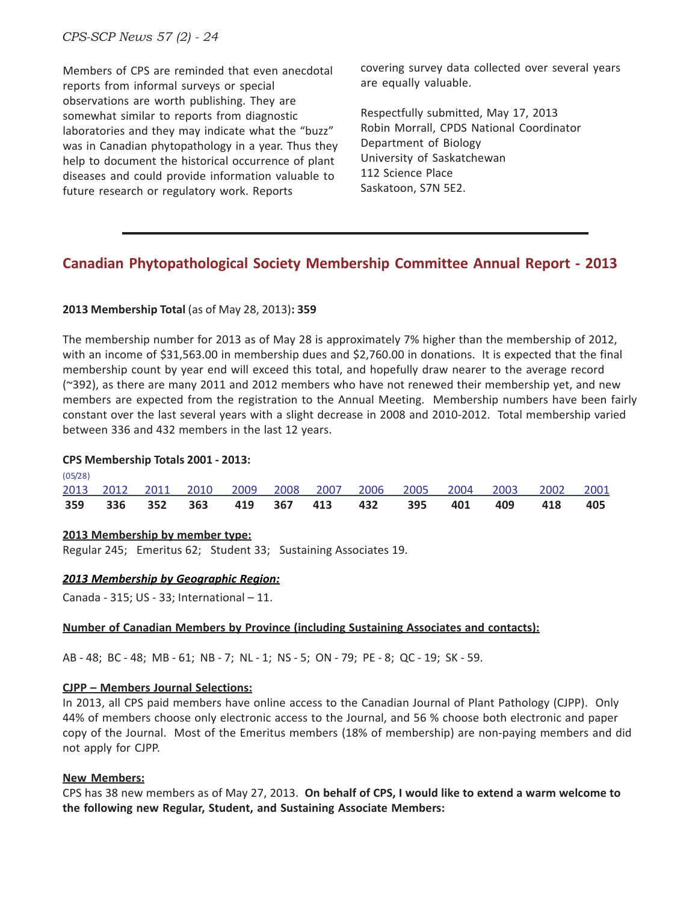Members of CPS are reminded that even anecdotal reports from informal surveys or special observations are worth publishing. They are somewhat similar to reports from diagnostic laboratories and they may indicate what the "buzz" was in Canadian phytopathology in a year. Thus they help to document the historical occurrence of plant diseases and could provide information valuable to future research or regulatory work. Reports covering survey data collected over several years are equally valuable.

Respectfully submitted, May 17, 2013
Robin Morrall, CPDS National Coordinator
Department of Biology
University of Saskatchewan
112 Science Place
Saskatoon, S7N 5E2.

---

## Canadian Phytopathological Society Membership Committee Annual Report - 2013

**2013 Membership Total** (as of May 28, 2013)**: 359**

The membership number for 2013 as of May 28 is approximately 7% higher than the membership of 2012, with an income of $31,563.00 in membership dues and $2,760.00 in donations. It is expected that the final membership count by year end will exceed this total, and hopefully draw nearer to the average record (~392), as there are many 2011 and 2012 members who have not renewed their membership yet, and new members are expected from the registration to the Annual Meeting. Membership numbers have been fairly constant over the last several years with a slight decrease in 2008 and 2010-2012. Total membership varied between 336 and 432 members in the last 12 years.

**CPS Membership Totals 2001 - 2013:**

| 2013 (05/28) | 2012 | 2011 | 2010 | 2009 | 2008 | 2007 | 2006 | 2005 | 2004 | 2003 | 2002 | 2001 |
|---|---|---|---|---|---|---|---|---|---|---|---|---|
| **359** | **336** | **352** | **363** | **419** | **367** | **413** | **432** | **395** | **401** | **409** | **418** | **405** |

**2013 Membership by member type:**

Regular 245; Emeritus 62; Student 33; Sustaining Associates 19.

***2013 Membership by Geographic Region:***

Canada - 315; US - 33; International – 11.

**Number of Canadian Members by Province (including Sustaining Associates and contacts):**

AB - 48; BC - 48; MB - 61; NB - 7; NL - 1; NS - 5; ON - 79; PE - 8; QC - 19; SK - 59.

**CJPP – Members Journal Selections:**

In 2013, all CPS paid members have online access to the Canadian Journal of Plant Pathology (CJPP). Only 44% of members choose only electronic access to the Journal, and 56 % choose both electronic and paper copy of the Journal. Most of the Emeritus members (18% of membership) are non-paying members and did not apply for CJPP.

**New Members:**

CPS has 38 new members as of May 27, 2013. **On behalf of CPS, I would like to extend a warm welcome to the following new Regular, Student, and Sustaining Associate Members:**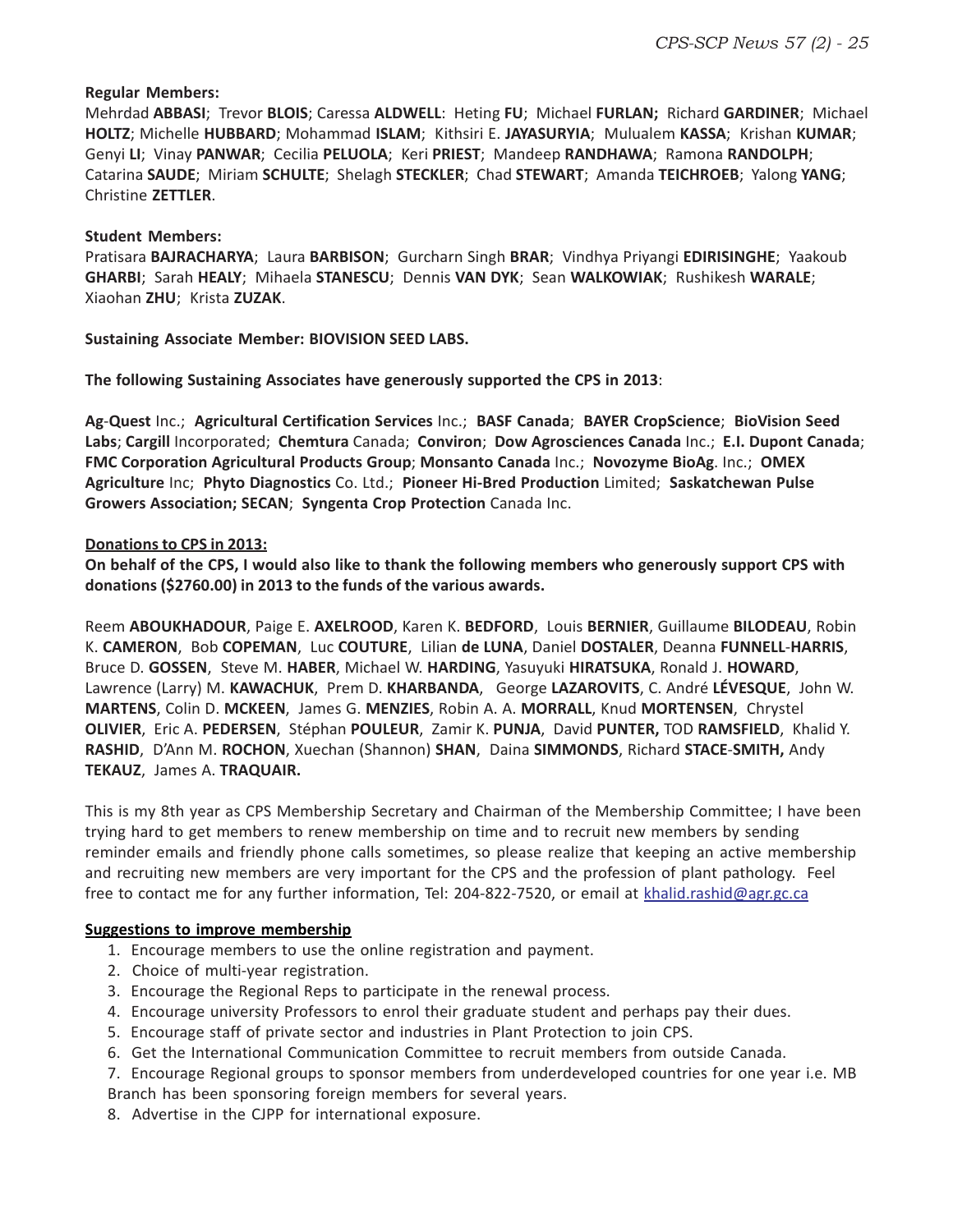**Regular Members:**
Mehrdad **ABBASI**; Trevor **BLOIS**; Caressa **ALDWELL**: Heting **FU**; Michael **FURLAN;** Richard **GARDINER**; Michael **HOLTZ**; Michelle **HUBBARD**; Mohammad **ISLAM**; Kithsiri E. **JAYASURYIA**; Mulualem **KASSA**; Krishan **KUMAR**; Genyi **LI**; Vinay **PANWAR**; Cecilia **PELUOLA**; Keri **PRIEST**; Mandeep **RANDHAWA**; Ramona **RANDOLPH**; Catarina **SAUDE**; Miriam **SCHULTE**; Shelagh **STECKLER**; Chad **STEWART**; Amanda **TEICHROEB**; Yalong **YANG**; Christine **ZETTLER**.

**Student Members:**
Pratisara **BAJRACHARYA**; Laura **BARBISON**; Gurcharn Singh **BRAR**; Vindhya Priyangi **EDIRISINGHE**; Yaakoub **GHARBI**; Sarah **HEALY**; Mihaela **STANESCU**; Dennis **VAN DYK**; Sean **WALKOWIAK**; Rushikesh **WARALE**; Xiaohan **ZHU**; Krista **ZUZAK**.

**Sustaining Associate Member: BIOVISION SEED LABS.**

**The following Sustaining Associates have generously supported the CPS in 2013**:

**Ag-Quest** Inc.; **Agricultural Certification Services** Inc.; **BASF Canada**; **BAYER CropScience**; **BioVision Seed Labs**; **Cargill** Incorporated; **Chemtura** Canada; **Conviron**; **Dow Agrosciences Canada** Inc.; **E.I. Dupont Canada**; **FMC Corporation Agricultural Products Group**; **Monsanto Canada** Inc.; **Novozyme BioAg**. Inc.; **OMEX Agriculture** Inc; **Phyto Diagnostics** Co. Ltd.; **Pioneer Hi-Bred Production** Limited; **Saskatchewan Pulse Growers Association; SECAN**; **Syngenta Crop Protection** Canada Inc.

**Donations to CPS in 2013:**

**On behalf of the CPS, I would also like to thank the following members who generously support CPS with donations ($2760.00) in 2013 to the funds of the various awards.**

Reem **ABOUKHADOUR**, Paige E. **AXELROOD**, Karen K. **BEDFORD**, Louis **BERNIER**, Guillaume **BILODEAU**, Robin K. **CAMERON**, Bob **COPEMAN**, Luc **COUTURE**, Lilian **de LUNA**, Daniel **DOSTALER**, Deanna **FUNNELL-HARRIS**, Bruce D. **GOSSEN**, Steve M. **HABER**, Michael W. **HARDING**, Yasuyuki **HIRATSUKA**, Ronald J. **HOWARD**, Lawrence (Larry) M. **KAWACHUK**, Prem D. **KHARBANDA**, George **LAZAROVITS**, C. André **LÉVESQUE**, John W. **MARTENS**, Colin D. **MCKEEN**, James G. **MENZIES**, Robin A. A. **MORRALL**, Knud **MORTENSEN**, Chrystel **OLIVIER**, Eric A. **PEDERSEN**, Stéphan **POULEUR**, Zamir K. **PUNJA**, David **PUNTER,** TOD **RAMSFIELD**, Khalid Y. **RASHID**, D'Ann M. **ROCHON**, Xuechan (Shannon) **SHAN**, Daina **SIMMONDS**, Richard **STACE-SMITH,** Andy **TEKAUZ**, James A. **TRAQUAIR.**

This is my 8th year as CPS Membership Secretary and Chairman of the Membership Committee; I have been trying hard to get members to renew membership on time and to recruit new members by sending reminder emails and friendly phone calls sometimes, so please realize that keeping an active membership and recruiting new members are very important for the CPS and the profession of plant pathology. Feel free to contact me for any further information, Tel: 204-822-7520, or email at khalid.rashid@agr.gc.ca

**Suggestions to improve membership**

1. Encourage members to use the online registration and payment.
2. Choice of multi-year registration.
3. Encourage the Regional Reps to participate in the renewal process.
4. Encourage university Professors to enrol their graduate student and perhaps pay their dues.
5. Encourage staff of private sector and industries in Plant Protection to join CPS.
6. Get the International Communication Committee to recruit members from outside Canada.
7. Encourage Regional groups to sponsor members from underdeveloped countries for one year i.e. MB Branch has been sponsoring foreign members for several years.
8. Advertise in the CJPP for international exposure.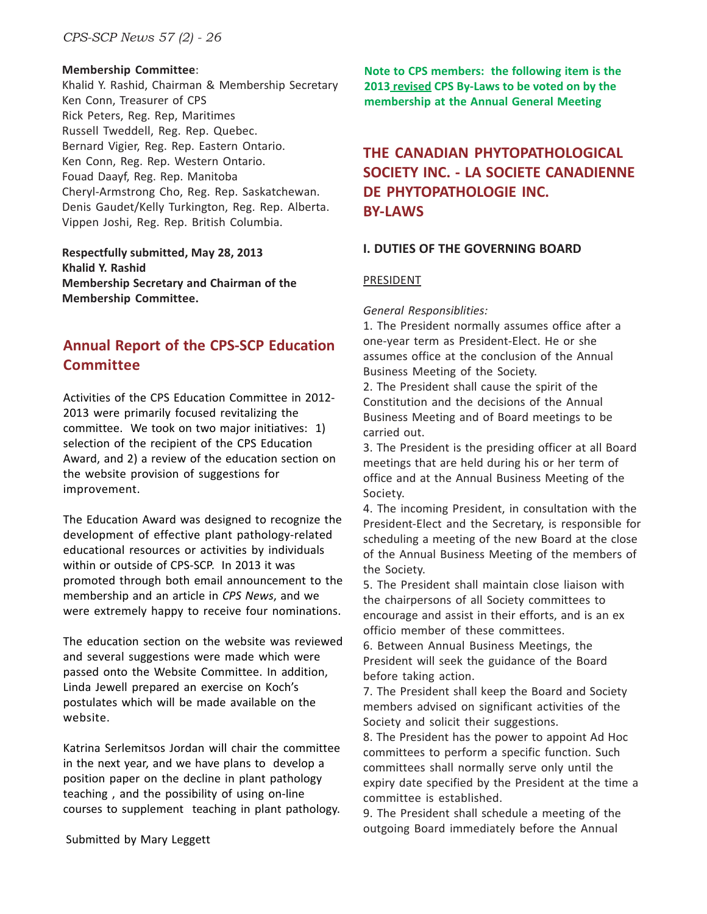**Membership Committee**:
Khalid Y. Rashid, Chairman & Membership Secretary
Ken Conn, Treasurer of CPS
Rick Peters, Reg. Rep, Maritimes
Russell Tweddell, Reg. Rep. Quebec.
Bernard Vigier, Reg. Rep. Eastern Ontario.
Ken Conn, Reg. Rep. Western Ontario.
Fouad Daayf, Reg. Rep. Manitoba
Cheryl-Armstrong Cho, Reg. Rep. Saskatchewan.
Denis Gaudet/Kelly Turkington, Reg. Rep. Alberta.
Vippen Joshi, Reg. Rep. British Columbia.

**Respectfully submitted, May 28, 2013**
**Khalid Y. Rashid**
**Membership Secretary and Chairman of the Membership Committee.**

## Annual Report of the CPS-SCP Education Committee

Activities of the CPS Education Committee in 2012-2013 were primarily focused revitalizing the committee. We took on two major initiatives: 1) selection of the recipient of the CPS Education Award, and 2) a review of the education section on the website provision of suggestions for improvement.

The Education Award was designed to recognize the development of effective plant pathology-related educational resources or activities by individuals within or outside of CPS-SCP. In 2013 it was promoted through both email announcement to the membership and an article in *CPS News*, and we were extremely happy to receive four nominations.

The education section on the website was reviewed and several suggestions were made which were passed onto the Website Committee. In addition, Linda Jewell prepared an exercise on Koch's postulates which will be made available on the website.

Katrina Serlemitsos Jordan will chair the committee in the next year, and we have plans to develop a position paper on the decline in plant pathology teaching , and the possibility of using on-line courses to supplement teaching in plant pathology.

Submitted by Mary Leggett

**Note to CPS members: the following item is the 2013 revised CPS By-Laws to be voted on by the membership at the Annual General Meeting**

## THE CANADIAN PHYTOPATHOLOGICAL SOCIETY INC. - LA SOCIETE CANADIENNE DE PHYTOPATHOLOGIE INC. BY-LAWS

### I. DUTIES OF THE GOVERNING BOARD

PRESIDENT

*General Responsiblities:*

1. The President normally assumes office after a one-year term as President-Elect. He or she assumes office at the conclusion of the Annual Business Meeting of the Society.
2. The President shall cause the spirit of the Constitution and the decisions of the Annual Business Meeting and of Board meetings to be carried out.
3. The President is the presiding officer at all Board meetings that are held during his or her term of office and at the Annual Business Meeting of the Society.
4. The incoming President, in consultation with the President-Elect and the Secretary, is responsible for scheduling a meeting of the new Board at the close of the Annual Business Meeting of the members of the Society.
5. The President shall maintain close liaison with the chairpersons of all Society committees to encourage and assist in their efforts, and is an ex officio member of these committees.
6. Between Annual Business Meetings, the President will seek the guidance of the Board before taking action.
7. The President shall keep the Board and Society members advised on significant activities of the Society and solicit their suggestions.
8. The President has the power to appoint Ad Hoc committees to perform a specific function. Such committees shall normally serve only until the expiry date specified by the President at the time a committee is established.
9. The President shall schedule a meeting of the outgoing Board immediately before the Annual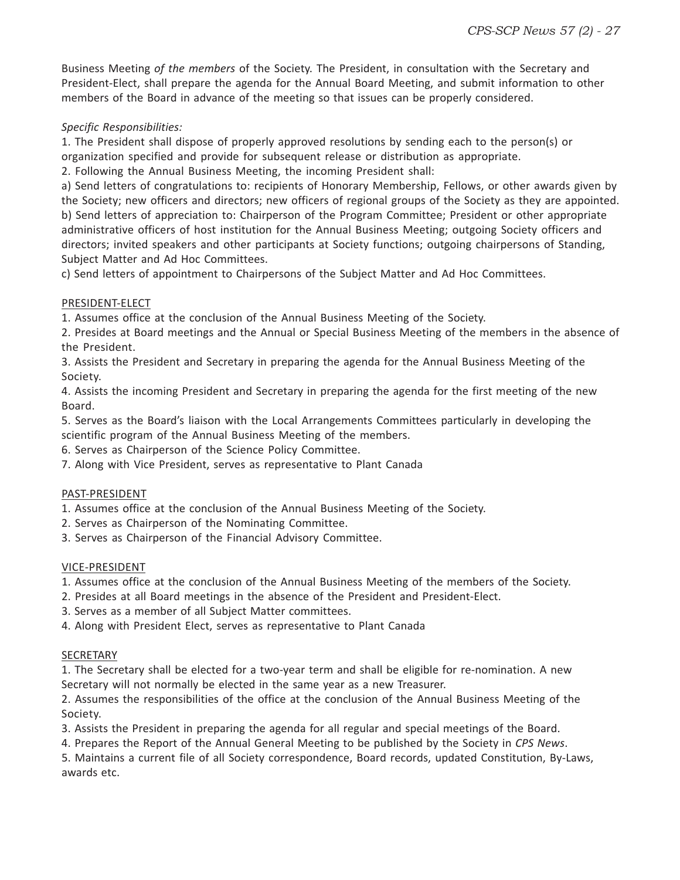Business Meeting *of the members* of the Society. The President, in consultation with the Secretary and President-Elect, shall prepare the agenda for the Annual Board Meeting, and submit information to other members of the Board in advance of the meeting so that issues can be properly considered.

*Specific Responsibilities:*

1. The President shall dispose of properly approved resolutions by sending each to the person(s) or organization specified and provide for subsequent release or distribution as appropriate.
2. Following the Annual Business Meeting, the incoming President shall:

a) Send letters of congratulations to: recipients of Honorary Membership, Fellows, or other awards given by the Society; new officers and directors; new officers of regional groups of the Society as they are appointed.

b) Send letters of appreciation to: Chairperson of the Program Committee; President or other appropriate administrative officers of host institution for the Annual Business Meeting; outgoing Society officers and directors; invited speakers and other participants at Society functions; outgoing chairpersons of Standing, Subject Matter and Ad Hoc Committees.

c) Send letters of appointment to Chairpersons of the Subject Matter and Ad Hoc Committees.

PRESIDENT-ELECT

1. Assumes office at the conclusion of the Annual Business Meeting of the Society.
2. Presides at Board meetings and the Annual or Special Business Meeting of the members in the absence of the President.
3. Assists the President and Secretary in preparing the agenda for the Annual Business Meeting of the Society.
4. Assists the incoming President and Secretary in preparing the agenda for the first meeting of the new Board.
5. Serves as the Board's liaison with the Local Arrangements Committees particularly in developing the scientific program of the Annual Business Meeting of the members.
6. Serves as Chairperson of the Science Policy Committee.
7. Along with Vice President, serves as representative to Plant Canada

PAST-PRESIDENT

1. Assumes office at the conclusion of the Annual Business Meeting of the Society.
2. Serves as Chairperson of the Nominating Committee.
3. Serves as Chairperson of the Financial Advisory Committee.

VICE-PRESIDENT

1. Assumes office at the conclusion of the Annual Business Meeting of the members of the Society.
2. Presides at all Board meetings in the absence of the President and President-Elect.
3. Serves as a member of all Subject Matter committees.
4. Along with President Elect, serves as representative to Plant Canada

SECRETARY

1. The Secretary shall be elected for a two-year term and shall be eligible for re-nomination. A new Secretary will not normally be elected in the same year as a new Treasurer.
2. Assumes the responsibilities of the office at the conclusion of the Annual Business Meeting of the Society.
3. Assists the President in preparing the agenda for all regular and special meetings of the Board.
4. Prepares the Report of the Annual General Meeting to be published by the Society in *CPS News*.
5. Maintains a current file of all Society correspondence, Board records, updated Constitution, By-Laws, awards etc.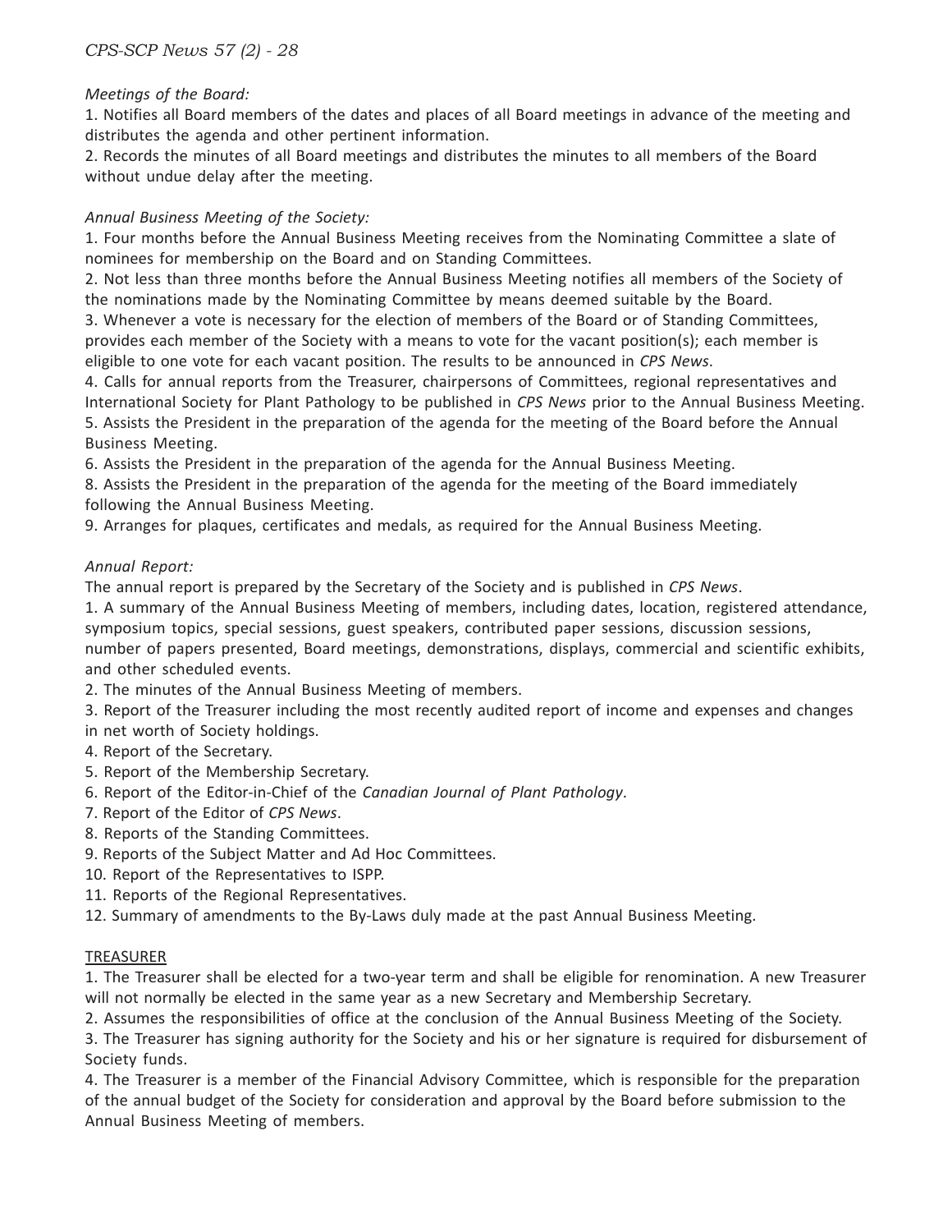*Meetings of the Board:*

1. Notifies all Board members of the dates and places of all Board meetings in advance of the meeting and distributes the agenda and other pertinent information.
2. Records the minutes of all Board meetings and distributes the minutes to all members of the Board without undue delay after the meeting.

*Annual Business Meeting of the Society:*

1. Four months before the Annual Business Meeting receives from the Nominating Committee a slate of nominees for membership on the Board and on Standing Committees.
2. Not less than three months before the Annual Business Meeting notifies all members of the Society of the nominations made by the Nominating Committee by means deemed suitable by the Board.
3. Whenever a vote is necessary for the election of members of the Board or of Standing Committees, provides each member of the Society with a means to vote for the vacant position(s); each member is eligible to one vote for each vacant position. The results to be announced in *CPS News*.
4. Calls for annual reports from the Treasurer, chairpersons of Committees, regional representatives and International Society for Plant Pathology to be published in *CPS News* prior to the Annual Business Meeting.
5. Assists the President in the preparation of the agenda for the meeting of the Board before the Annual Business Meeting.
6. Assists the President in the preparation of the agenda for the Annual Business Meeting.
8. Assists the President in the preparation of the agenda for the meeting of the Board immediately following the Annual Business Meeting.
9. Arranges for plaques, certificates and medals, as required for the Annual Business Meeting.

*Annual Report:*

The annual report is prepared by the Secretary of the Society and is published in *CPS News*.

1. A summary of the Annual Business Meeting of members, including dates, location, registered attendance, symposium topics, special sessions, guest speakers, contributed paper sessions, discussion sessions, number of papers presented, Board meetings, demonstrations, displays, commercial and scientific exhibits, and other scheduled events.
2. The minutes of the Annual Business Meeting of members.
3. Report of the Treasurer including the most recently audited report of income and expenses and changes in net worth of Society holdings.
4. Report of the Secretary.
5. Report of the Membership Secretary.
6. Report of the Editor-in-Chief of the *Canadian Journal of Plant Pathology*.
7. Report of the Editor of *CPS News*.
8. Reports of the Standing Committees.
9. Reports of the Subject Matter and Ad Hoc Committees.
10. Report of the Representatives to ISPP.
11. Reports of the Regional Representatives.
12. Summary of amendments to the By-Laws duly made at the past Annual Business Meeting.

TREASURER

1. The Treasurer shall be elected for a two-year term and shall be eligible for renomination. A new Treasurer will not normally be elected in the same year as a new Secretary and Membership Secretary.
2. Assumes the responsibilities of office at the conclusion of the Annual Business Meeting of the Society.
3. The Treasurer has signing authority for the Society and his or her signature is required for disbursement of Society funds.
4. The Treasurer is a member of the Financial Advisory Committee, which is responsible for the preparation of the annual budget of the Society for consideration and approval by the Board before submission to the Annual Business Meeting of members.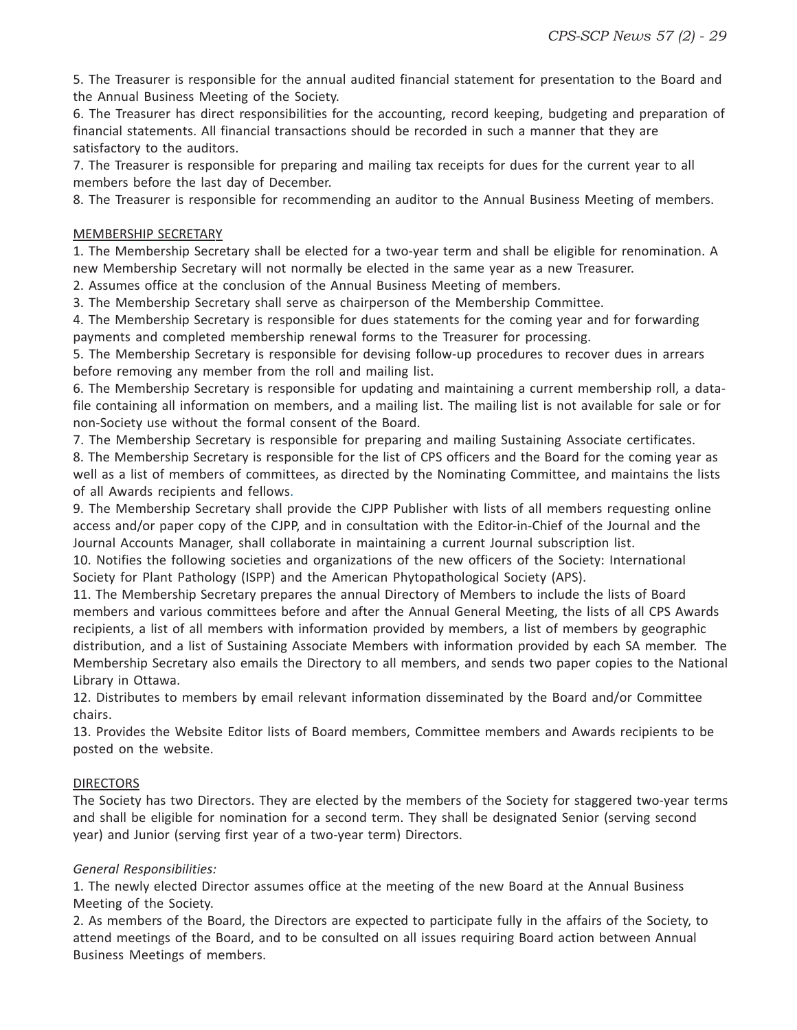5. The Treasurer is responsible for the annual audited financial statement for presentation to the Board and the Annual Business Meeting of the Society.

6. The Treasurer has direct responsibilities for the accounting, record keeping, budgeting and preparation of financial statements. All financial transactions should be recorded in such a manner that they are satisfactory to the auditors.

7. The Treasurer is responsible for preparing and mailing tax receipts for dues for the current year to all members before the last day of December.

8. The Treasurer is responsible for recommending an auditor to the Annual Business Meeting of members.

## MEMBERSHIP SECRETARY

1. The Membership Secretary shall be elected for a two-year term and shall be eligible for renomination. A new Membership Secretary will not normally be elected in the same year as a new Treasurer.

2. Assumes office at the conclusion of the Annual Business Meeting of members.

3. The Membership Secretary shall serve as chairperson of the Membership Committee.

4. The Membership Secretary is responsible for dues statements for the coming year and for forwarding payments and completed membership renewal forms to the Treasurer for processing.

5. The Membership Secretary is responsible for devising follow-up procedures to recover dues in arrears before removing any member from the roll and mailing list.

6. The Membership Secretary is responsible for updating and maintaining a current membership roll, a data-file containing all information on members, and a mailing list. The mailing list is not available for sale or for non-Society use without the formal consent of the Board.

7. The Membership Secretary is responsible for preparing and mailing Sustaining Associate certificates.

8. The Membership Secretary is responsible for the list of CPS officers and the Board for the coming year as well as a list of members of committees, as directed by the Nominating Committee, and maintains the lists of all Awards recipients and fellows.

9. The Membership Secretary shall provide the CJPP Publisher with lists of all members requesting online access and/or paper copy of the CJPP, and in consultation with the Editor-in-Chief of the Journal and the Journal Accounts Manager, shall collaborate in maintaining a current Journal subscription list.

10. Notifies the following societies and organizations of the new officers of the Society: International Society for Plant Pathology (ISPP) and the American Phytopathological Society (APS).

11. The Membership Secretary prepares the annual Directory of Members to include the lists of Board members and various committees before and after the Annual General Meeting, the lists of all CPS Awards recipients, a list of all members with information provided by members, a list of members by geographic distribution, and a list of Sustaining Associate Members with information provided by each SA member. The Membership Secretary also emails the Directory to all members, and sends two paper copies to the National Library in Ottawa.

12. Distributes to members by email relevant information disseminated by the Board and/or Committee chairs.

13. Provides the Website Editor lists of Board members, Committee members and Awards recipients to be posted on the website.

## DIRECTORS

The Society has two Directors. They are elected by the members of the Society for staggered two-year terms and shall be eligible for nomination for a second term. They shall be designated Senior (serving second year) and Junior (serving first year of a two-year term) Directors.

*General Responsibilities:*

1. The newly elected Director assumes office at the meeting of the new Board at the Annual Business Meeting of the Society.

2. As members of the Board, the Directors are expected to participate fully in the affairs of the Society, to attend meetings of the Board, and to be consulted on all issues requiring Board action between Annual Business Meetings of members.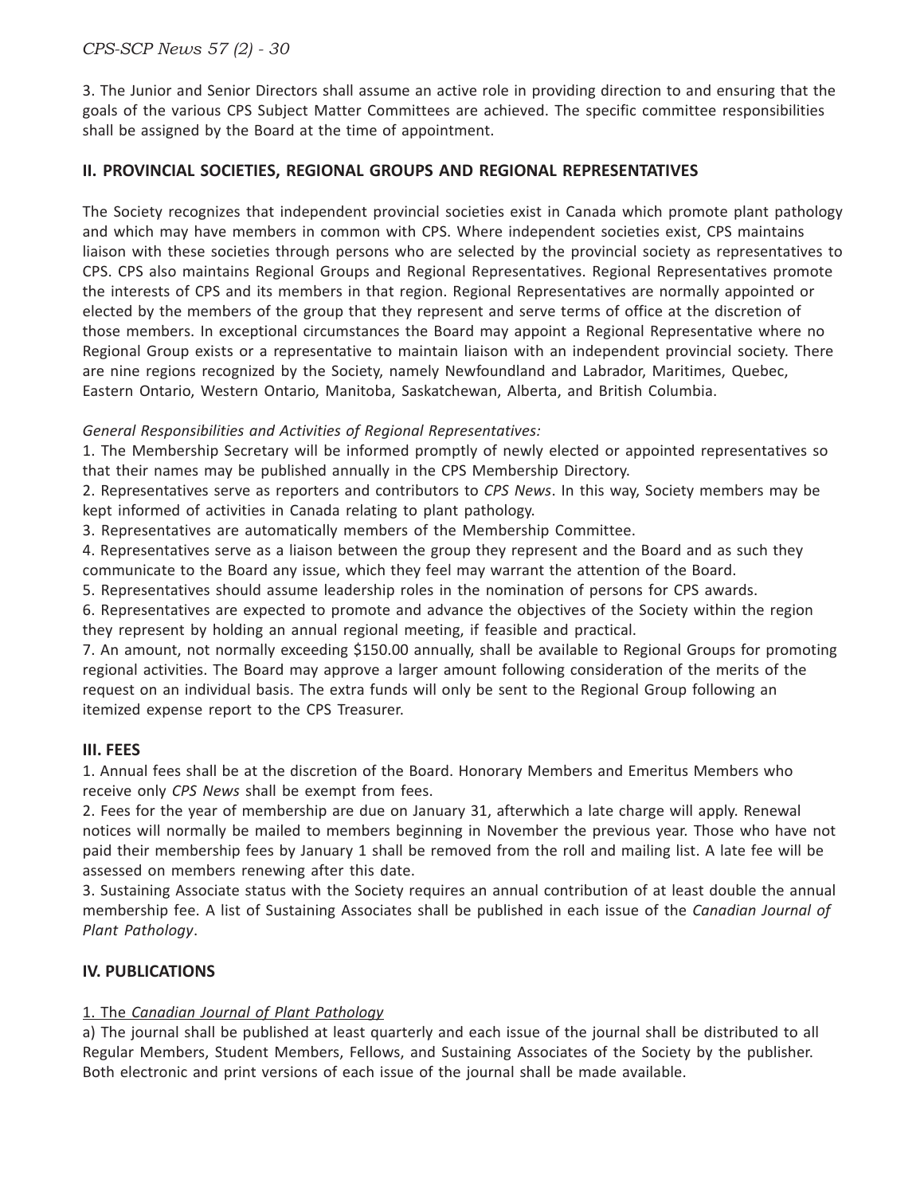3. The Junior and Senior Directors shall assume an active role in providing direction to and ensuring that the goals of the various CPS Subject Matter Committees are achieved. The specific committee responsibilities shall be assigned by the Board at the time of appointment.

## II. PROVINCIAL SOCIETIES, REGIONAL GROUPS AND REGIONAL REPRESENTATIVES

The Society recognizes that independent provincial societies exist in Canada which promote plant pathology and which may have members in common with CPS. Where independent societies exist, CPS maintains liaison with these societies through persons who are selected by the provincial society as representatives to CPS. CPS also maintains Regional Groups and Regional Representatives. Regional Representatives promote the interests of CPS and its members in that region. Regional Representatives are normally appointed or elected by the members of the group that they represent and serve terms of office at the discretion of those members. In exceptional circumstances the Board may appoint a Regional Representative where no Regional Group exists or a representative to maintain liaison with an independent provincial society. There are nine regions recognized by the Society, namely Newfoundland and Labrador, Maritimes, Quebec, Eastern Ontario, Western Ontario, Manitoba, Saskatchewan, Alberta, and British Columbia.

*General Responsibilities and Activities of Regional Representatives:*

1. The Membership Secretary will be informed promptly of newly elected or appointed representatives so that their names may be published annually in the CPS Membership Directory.
2. Representatives serve as reporters and contributors to *CPS News*. In this way, Society members may be kept informed of activities in Canada relating to plant pathology.
3. Representatives are automatically members of the Membership Committee.
4. Representatives serve as a liaison between the group they represent and the Board and as such they communicate to the Board any issue, which they feel may warrant the attention of the Board.
5. Representatives should assume leadership roles in the nomination of persons for CPS awards.
6. Representatives are expected to promote and advance the objectives of the Society within the region they represent by holding an annual regional meeting, if feasible and practical.
7. An amount, not normally exceeding $150.00 annually, shall be available to Regional Groups for promoting regional activities. The Board may approve a larger amount following consideration of the merits of the request on an individual basis. The extra funds will only be sent to the Regional Group following an itemized expense report to the CPS Treasurer.

## III. FEES

1. Annual fees shall be at the discretion of the Board. Honorary Members and Emeritus Members who receive only *CPS News* shall be exempt from fees.
2. Fees for the year of membership are due on January 31, afterwhich a late charge will apply. Renewal notices will normally be mailed to members beginning in November the previous year. Those who have not paid their membership fees by January 1 shall be removed from the roll and mailing list. A late fee will be assessed on members renewing after this date.
3. Sustaining Associate status with the Society requires an annual contribution of at least double the annual membership fee. A list of Sustaining Associates shall be published in each issue of the *Canadian Journal of Plant Pathology*.

## IV. PUBLICATIONS

1. The *Canadian Journal of Plant Pathology*

a) The journal shall be published at least quarterly and each issue of the journal shall be distributed to all Regular Members, Student Members, Fellows, and Sustaining Associates of the Society by the publisher. Both electronic and print versions of each issue of the journal shall be made available.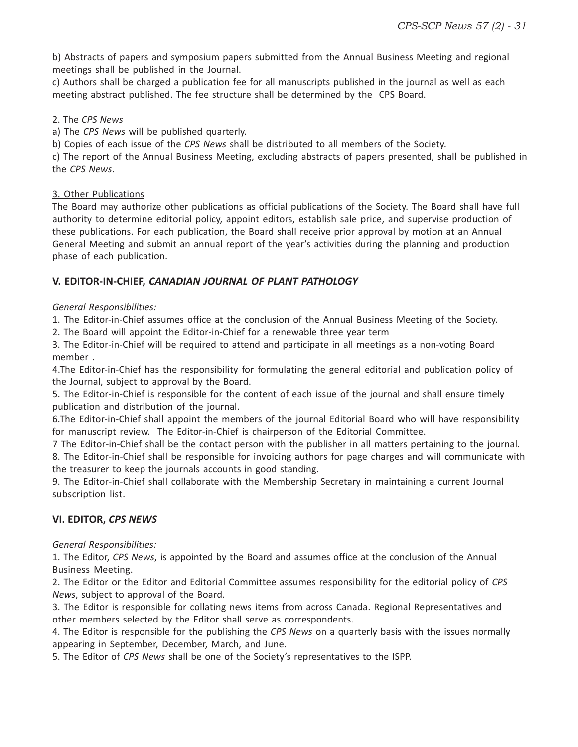b) Abstracts of papers and symposium papers submitted from the Annual Business Meeting and regional meetings shall be published in the Journal.

c) Authors shall be charged a publication fee for all manuscripts published in the journal as well as each meeting abstract published. The fee structure shall be determined by the CPS Board.

<u>2. The *CPS News*</u>

a) The *CPS News* will be published quarterly.

b) Copies of each issue of the *CPS News* shall be distributed to all members of the Society.

c) The report of the Annual Business Meeting, excluding abstracts of papers presented, shall be published in the *CPS News*.

<u>3. Other Publications</u>

The Board may authorize other publications as official publications of the Society. The Board shall have full authority to determine editorial policy, appoint editors, establish sale price, and supervise production of these publications. For each publication, the Board shall receive prior approval by motion at an Annual General Meeting and submit an annual report of the year's activities during the planning and production phase of each publication.

### V. EDITOR-IN-CHIEF, *CANADIAN JOURNAL OF PLANT PATHOLOGY*

*General Responsibilities:*

1. The Editor-in-Chief assumes office at the conclusion of the Annual Business Meeting of the Society.
2. The Board will appoint the Editor-in-Chief for a renewable three year term
3. The Editor-in-Chief will be required to attend and participate in all meetings as a non-voting Board member .
4. The Editor-in-Chief has the responsibility for formulating the general editorial and publication policy of the Journal, subject to approval by the Board.
5. The Editor-in-Chief is responsible for the content of each issue of the journal and shall ensure timely publication and distribution of the journal.
6. The Editor-in-Chief shall appoint the members of the journal Editorial Board who will have responsibility for manuscript review. The Editor-in-Chief is chairperson of the Editorial Committee.
7. The Editor-in-Chief shall be the contact person with the publisher in all matters pertaining to the journal.
8. The Editor-in-Chief shall be responsible for invoicing authors for page charges and will communicate with the treasurer to keep the journals accounts in good standing.
9. The Editor-in-Chief shall collaborate with the Membership Secretary in maintaining a current Journal subscription list.

### VI. EDITOR, *CPS NEWS*

*General Responsibilities:*

1. The Editor, *CPS News*, is appointed by the Board and assumes office at the conclusion of the Annual Business Meeting.
2. The Editor or the Editor and Editorial Committee assumes responsibility for the editorial policy of *CPS News*, subject to approval of the Board.
3. The Editor is responsible for collating news items from across Canada. Regional Representatives and other members selected by the Editor shall serve as correspondents.
4. The Editor is responsible for the publishing the *CPS News* on a quarterly basis with the issues normally appearing in September, December, March, and June.
5. The Editor of *CPS News* shall be one of the Society's representatives to the ISPP.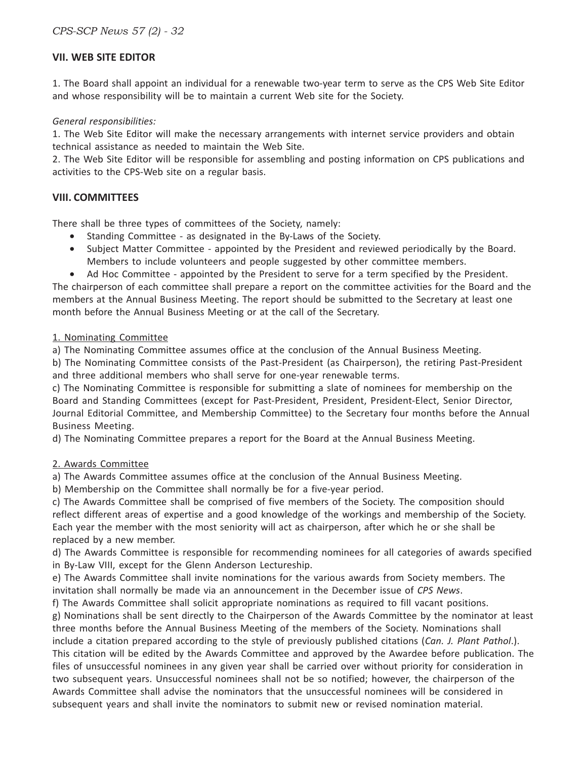## VII. WEB SITE EDITOR

1. The Board shall appoint an individual for a renewable two-year term to serve as the CPS Web Site Editor and whose responsibility will be to maintain a current Web site for the Society.

*General responsibilities:*

1. The Web Site Editor will make the necessary arrangements with internet service providers and obtain technical assistance as needed to maintain the Web Site.
2. The Web Site Editor will be responsible for assembling and posting information on CPS publications and activities to the CPS-Web site on a regular basis.

## VIII. COMMITTEES

There shall be three types of committees of the Society, namely:

- Standing Committee - as designated in the By-Laws of the Society.
- Subject Matter Committee - appointed by the President and reviewed periodically by the Board. Members to include volunteers and people suggested by other committee members.
- Ad Hoc Committee - appointed by the President to serve for a term specified by the President.

The chairperson of each committee shall prepare a report on the committee activities for the Board and the members at the Annual Business Meeting. The report should be submitted to the Secretary at least one month before the Annual Business Meeting or at the call of the Secretary.

1. Nominating Committee

a) The Nominating Committee assumes office at the conclusion of the Annual Business Meeting.

b) The Nominating Committee consists of the Past-President (as Chairperson), the retiring Past-President and three additional members who shall serve for one-year renewable terms.

c) The Nominating Committee is responsible for submitting a slate of nominees for membership on the Board and Standing Committees (except for Past-President, President, President-Elect, Senior Director, Journal Editorial Committee, and Membership Committee) to the Secretary four months before the Annual Business Meeting.

d) The Nominating Committee prepares a report for the Board at the Annual Business Meeting.

2. Awards Committee

a) The Awards Committee assumes office at the conclusion of the Annual Business Meeting.

b) Membership on the Committee shall normally be for a five-year period.

c) The Awards Committee shall be comprised of five members of the Society. The composition should reflect different areas of expertise and a good knowledge of the workings and membership of the Society. Each year the member with the most seniority will act as chairperson, after which he or she shall be replaced by a new member.

d) The Awards Committee is responsible for recommending nominees for all categories of awards specified in By-Law VIII, except for the Glenn Anderson Lectureship.

e) The Awards Committee shall invite nominations for the various awards from Society members. The invitation shall normally be made via an announcement in the December issue of *CPS News*.

f) The Awards Committee shall solicit appropriate nominations as required to fill vacant positions.

g) Nominations shall be sent directly to the Chairperson of the Awards Committee by the nominator at least three months before the Annual Business Meeting of the members of the Society. Nominations shall include a citation prepared according to the style of previously published citations (*Can. J. Plant Pathol*.). This citation will be edited by the Awards Committee and approved by the Awardee before publication. The files of unsuccessful nominees in any given year shall be carried over without priority for consideration in two subsequent years. Unsuccessful nominees shall not be so notified; however, the chairperson of the Awards Committee shall advise the nominators that the unsuccessful nominees will be considered in subsequent years and shall invite the nominators to submit new or revised nomination material.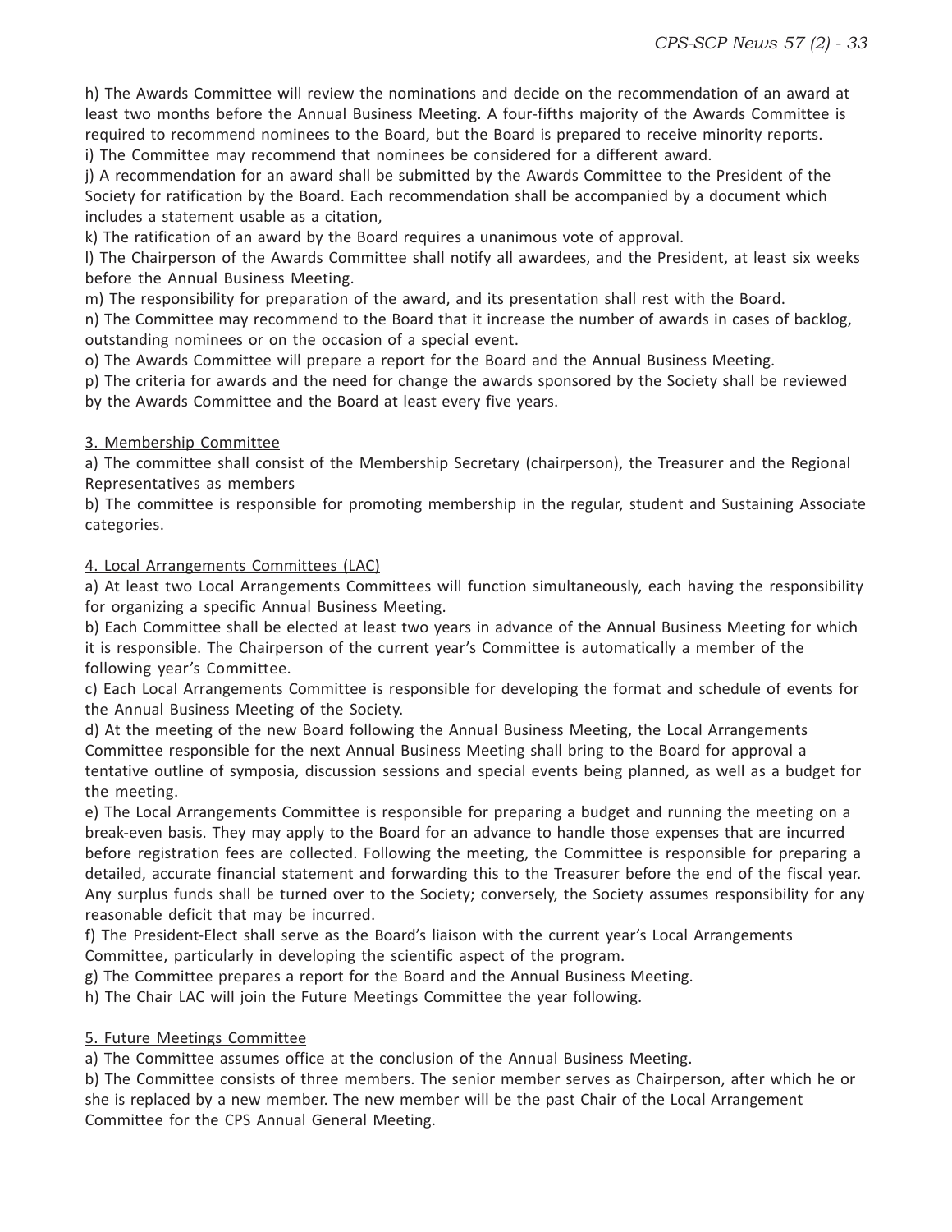h) The Awards Committee will review the nominations and decide on the recommendation of an award at least two months before the Annual Business Meeting. A four-fifths majority of the Awards Committee is required to recommend nominees to the Board, but the Board is prepared to receive minority reports.

i) The Committee may recommend that nominees be considered for a different award.

j) A recommendation for an award shall be submitted by the Awards Committee to the President of the Society for ratification by the Board. Each recommendation shall be accompanied by a document which includes a statement usable as a citation,

k) The ratification of an award by the Board requires a unanimous vote of approval.

l) The Chairperson of the Awards Committee shall notify all awardees, and the President, at least six weeks before the Annual Business Meeting.

m) The responsibility for preparation of the award, and its presentation shall rest with the Board.

n) The Committee may recommend to the Board that it increase the number of awards in cases of backlog, outstanding nominees or on the occasion of a special event.

o) The Awards Committee will prepare a report for the Board and the Annual Business Meeting.

p) The criteria for awards and the need for change the awards sponsored by the Society shall be reviewed by the Awards Committee and the Board at least every five years.

3. Membership Committee

a) The committee shall consist of the Membership Secretary (chairperson), the Treasurer and the Regional Representatives as members

b) The committee is responsible for promoting membership in the regular, student and Sustaining Associate categories.

4. Local Arrangements Committees (LAC)

a) At least two Local Arrangements Committees will function simultaneously, each having the responsibility for organizing a specific Annual Business Meeting.

b) Each Committee shall be elected at least two years in advance of the Annual Business Meeting for which it is responsible. The Chairperson of the current year's Committee is automatically a member of the following year's Committee.

c) Each Local Arrangements Committee is responsible for developing the format and schedule of events for the Annual Business Meeting of the Society.

d) At the meeting of the new Board following the Annual Business Meeting, the Local Arrangements Committee responsible for the next Annual Business Meeting shall bring to the Board for approval a tentative outline of symposia, discussion sessions and special events being planned, as well as a budget for the meeting.

e) The Local Arrangements Committee is responsible for preparing a budget and running the meeting on a break-even basis. They may apply to the Board for an advance to handle those expenses that are incurred before registration fees are collected. Following the meeting, the Committee is responsible for preparing a detailed, accurate financial statement and forwarding this to the Treasurer before the end of the fiscal year. Any surplus funds shall be turned over to the Society; conversely, the Society assumes responsibility for any reasonable deficit that may be incurred.

f) The President-Elect shall serve as the Board's liaison with the current year's Local Arrangements Committee, particularly in developing the scientific aspect of the program.

g) The Committee prepares a report for the Board and the Annual Business Meeting.

h) The Chair LAC will join the Future Meetings Committee the year following.

5. Future Meetings Committee

a) The Committee assumes office at the conclusion of the Annual Business Meeting.

b) The Committee consists of three members. The senior member serves as Chairperson, after which he or she is replaced by a new member. The new member will be the past Chair of the Local Arrangement Committee for the CPS Annual General Meeting.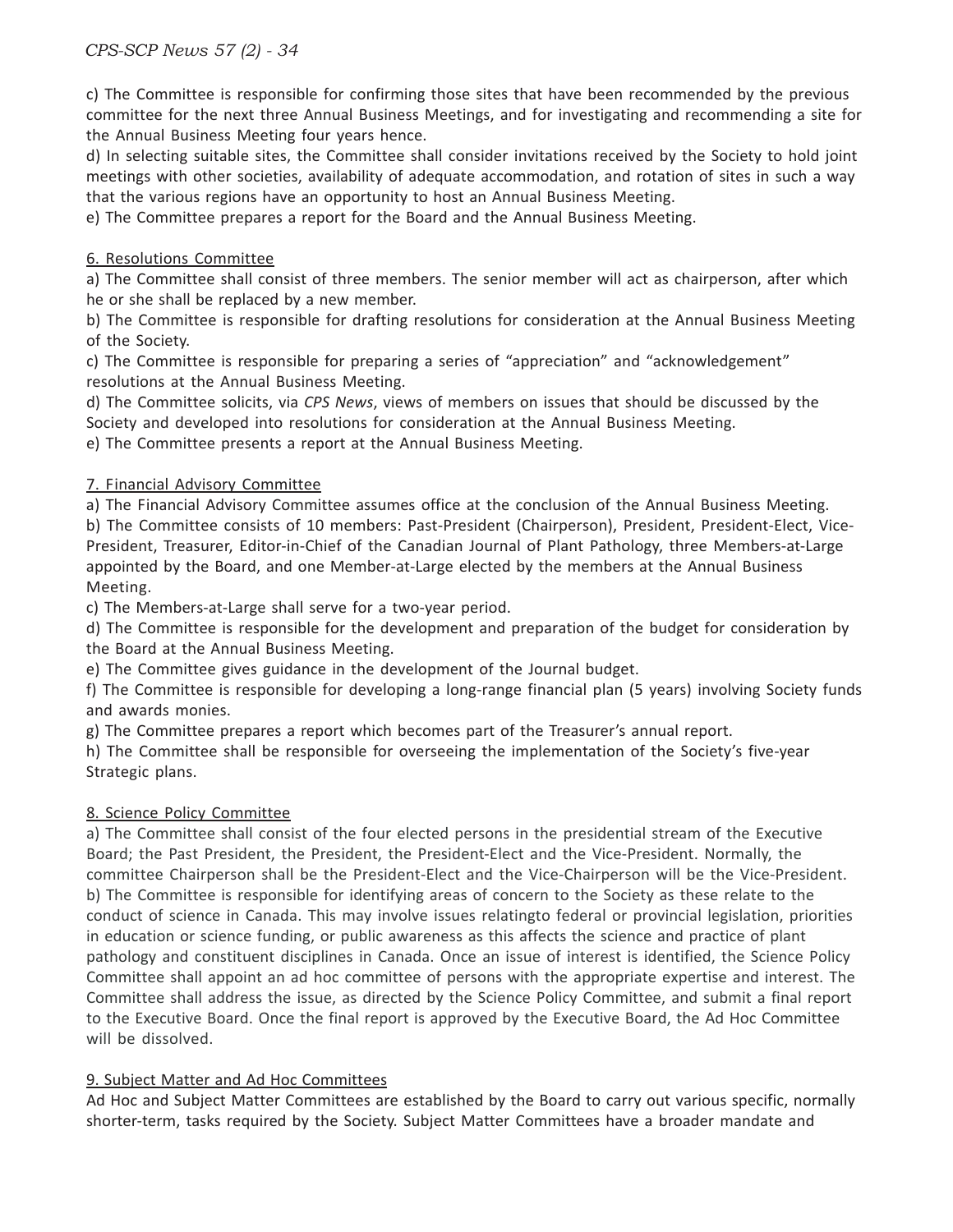c) The Committee is responsible for confirming those sites that have been recommended by the previous committee for the next three Annual Business Meetings, and for investigating and recommending a site for the Annual Business Meeting four years hence.

d) In selecting suitable sites, the Committee shall consider invitations received by the Society to hold joint meetings with other societies, availability of adequate accommodation, and rotation of sites in such a way that the various regions have an opportunity to host an Annual Business Meeting.

e) The Committee prepares a report for the Board and the Annual Business Meeting.

6. Resolutions Committee

a) The Committee shall consist of three members. The senior member will act as chairperson, after which he or she shall be replaced by a new member.

b) The Committee is responsible for drafting resolutions for consideration at the Annual Business Meeting of the Society.

c) The Committee is responsible for preparing a series of "appreciation" and "acknowledgement" resolutions at the Annual Business Meeting.

d) The Committee solicits, via *CPS News*, views of members on issues that should be discussed by the Society and developed into resolutions for consideration at the Annual Business Meeting.

e) The Committee presents a report at the Annual Business Meeting.

7. Financial Advisory Committee

a) The Financial Advisory Committee assumes office at the conclusion of the Annual Business Meeting.

b) The Committee consists of 10 members: Past-President (Chairperson), President, President-Elect, Vice-President, Treasurer, Editor-in-Chief of the Canadian Journal of Plant Pathology, three Members-at-Large appointed by the Board, and one Member-at-Large elected by the members at the Annual Business Meeting.

c) The Members-at-Large shall serve for a two-year period.

d) The Committee is responsible for the development and preparation of the budget for consideration by the Board at the Annual Business Meeting.

e) The Committee gives guidance in the development of the Journal budget.

f) The Committee is responsible for developing a long-range financial plan (5 years) involving Society funds and awards monies.

g) The Committee prepares a report which becomes part of the Treasurer's annual report.

h) The Committee shall be responsible for overseeing the implementation of the Society's five-year Strategic plans.

8. Science Policy Committee

a) The Committee shall consist of the four elected persons in the presidential stream of the Executive Board; the Past President, the President, the President-Elect and the Vice-President. Normally, the committee Chairperson shall be the President-Elect and the Vice-Chairperson will be the Vice-President.

b) The Committee is responsible for identifying areas of concern to the Society as these relate to the conduct of science in Canada. This may involve issues relatingto federal or provincial legislation, priorities in education or science funding, or public awareness as this affects the science and practice of plant pathology and constituent disciplines in Canada. Once an issue of interest is identified, the Science Policy Committee shall appoint an ad hoc committee of persons with the appropriate expertise and interest. The Committee shall address the issue, as directed by the Science Policy Committee, and submit a final report to the Executive Board. Once the final report is approved by the Executive Board, the Ad Hoc Committee will be dissolved.

9. Subject Matter and Ad Hoc Committees

Ad Hoc and Subject Matter Committees are established by the Board to carry out various specific, normally shorter-term, tasks required by the Society. Subject Matter Committees have a broader mandate and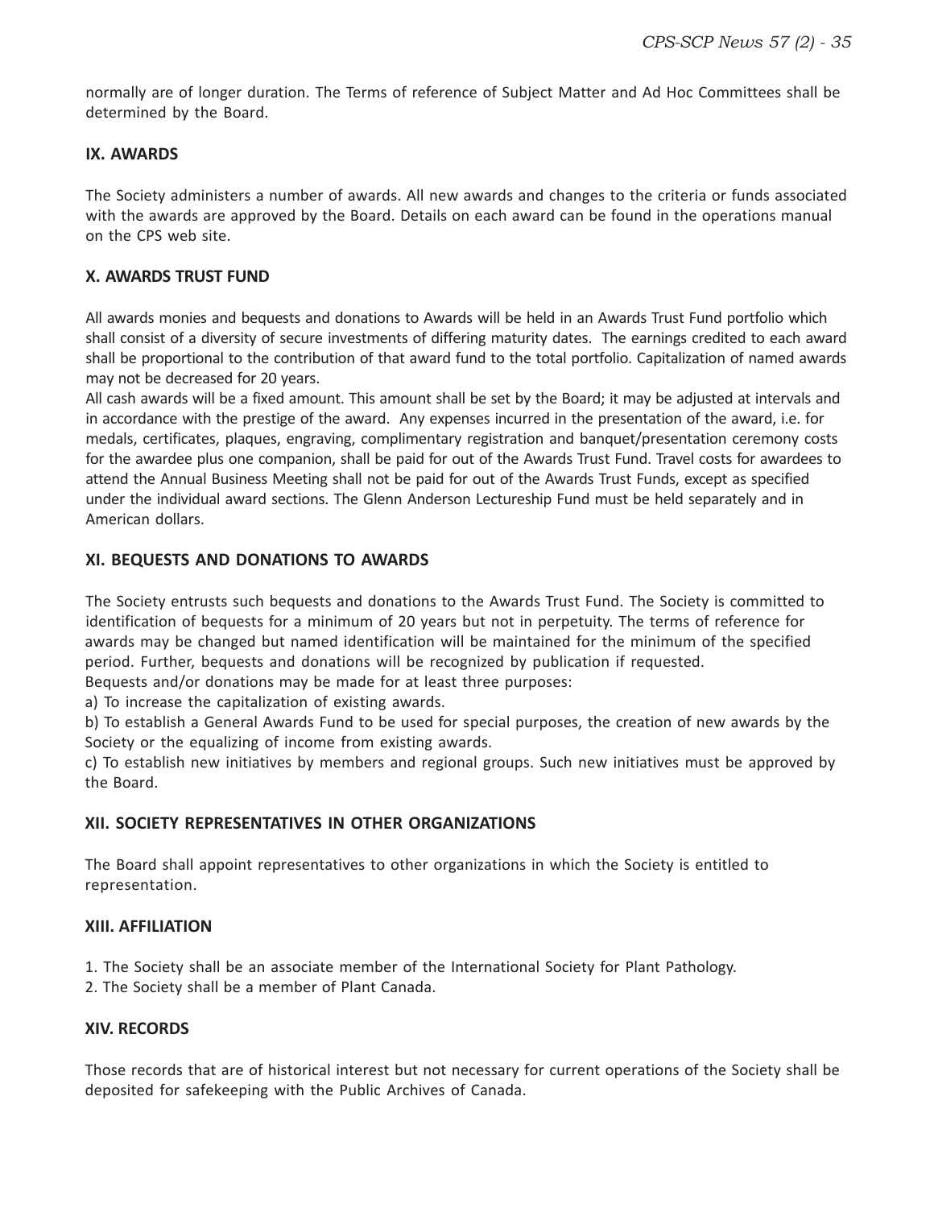normally are of longer duration. The Terms of reference of Subject Matter and Ad Hoc Committees shall be determined by the Board.

## IX. AWARDS

The Society administers a number of awards. All new awards and changes to the criteria or funds associated with the awards are approved by the Board. Details on each award can be found in the operations manual on the CPS web site.

## X. AWARDS TRUST FUND

All awards monies and bequests and donations to Awards will be held in an Awards Trust Fund portfolio which shall consist of a diversity of secure investments of differing maturity dates. The earnings credited to each award shall be proportional to the contribution of that award fund to the total portfolio. Capitalization of named awards may not be decreased for 20 years.

All cash awards will be a fixed amount. This amount shall be set by the Board; it may be adjusted at intervals and in accordance with the prestige of the award. Any expenses incurred in the presentation of the award, i.e. for medals, certificates, plaques, engraving, complimentary registration and banquet/presentation ceremony costs for the awardee plus one companion, shall be paid for out of the Awards Trust Fund. Travel costs for awardees to attend the Annual Business Meeting shall not be paid for out of the Awards Trust Funds, except as specified under the individual award sections. The Glenn Anderson Lectureship Fund must be held separately and in American dollars.

## XI. BEQUESTS AND DONATIONS TO AWARDS

The Society entrusts such bequests and donations to the Awards Trust Fund. The Society is committed to identification of bequests for a minimum of 20 years but not in perpetuity. The terms of reference for awards may be changed but named identification will be maintained for the minimum of the specified period. Further, bequests and donations will be recognized by publication if requested.

Bequests and/or donations may be made for at least three purposes:

a) To increase the capitalization of existing awards.

b) To establish a General Awards Fund to be used for special purposes, the creation of new awards by the Society or the equalizing of income from existing awards.

c) To establish new initiatives by members and regional groups. Such new initiatives must be approved by the Board.

## XII. SOCIETY REPRESENTATIVES IN OTHER ORGANIZATIONS

The Board shall appoint representatives to other organizations in which the Society is entitled to representation.

## XIII. AFFILIATION

1. The Society shall be an associate member of the International Society for Plant Pathology.
2. The Society shall be a member of Plant Canada.

## XIV. RECORDS

Those records that are of historical interest but not necessary for current operations of the Society shall be deposited for safekeeping with the Public Archives of Canada.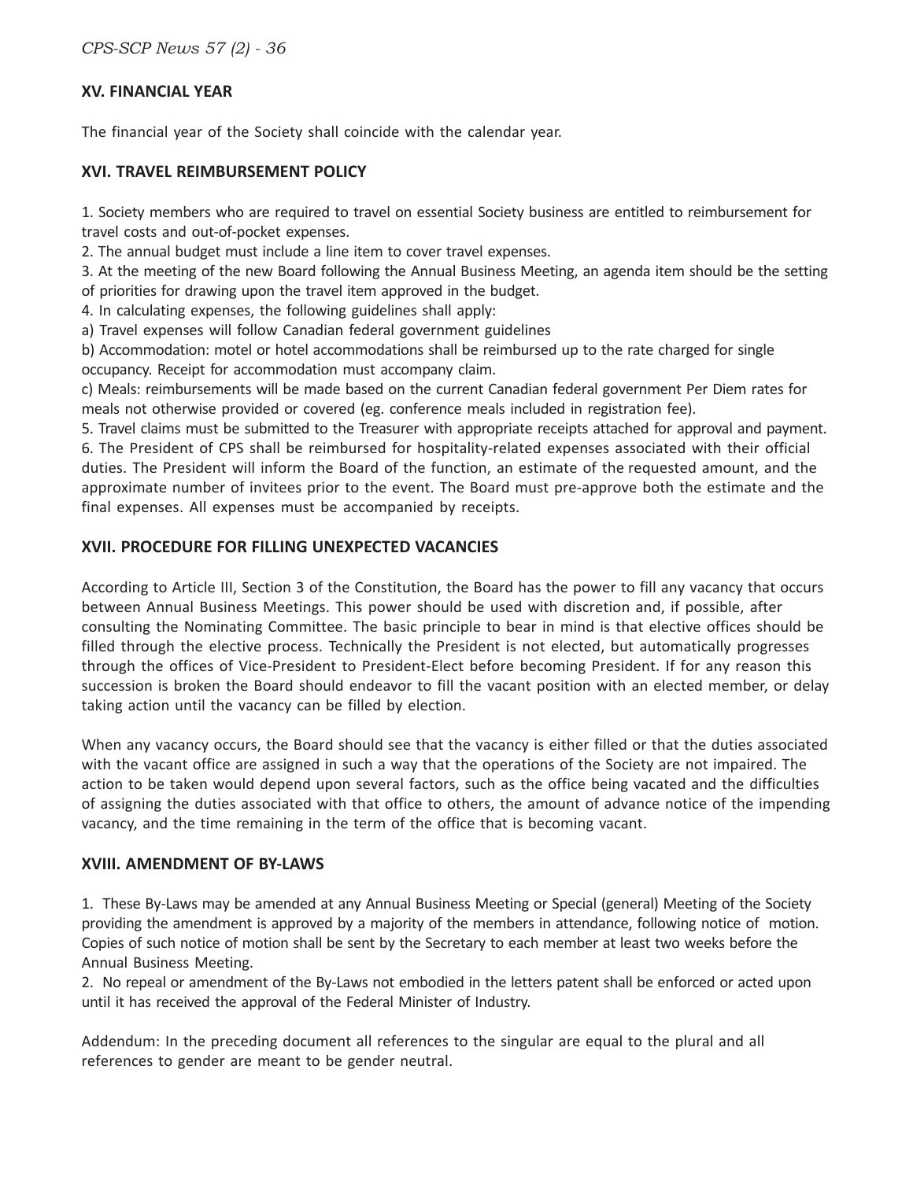## XV. FINANCIAL YEAR

The financial year of the Society shall coincide with the calendar year.

## XVI. TRAVEL REIMBURSEMENT POLICY

1. Society members who are required to travel on essential Society business are entitled to reimbursement for travel costs and out-of-pocket expenses.
2. The annual budget must include a line item to cover travel expenses.
3. At the meeting of the new Board following the Annual Business Meeting, an agenda item should be the setting of priorities for drawing upon the travel item approved in the budget.
4. In calculating expenses, the following guidelines shall apply:

a) Travel expenses will follow Canadian federal government guidelines

b) Accommodation: motel or hotel accommodations shall be reimbursed up to the rate charged for single occupancy. Receipt for accommodation must accompany claim.

c) Meals: reimbursements will be made based on the current Canadian federal government Per Diem rates for meals not otherwise provided or covered (eg. conference meals included in registration fee).

5. Travel claims must be submitted to the Treasurer with appropriate receipts attached for approval and payment.
6. The President of CPS shall be reimbursed for hospitality-related expenses associated with their official duties. The President will inform the Board of the function, an estimate of the requested amount, and the approximate number of invitees prior to the event. The Board must pre-approve both the estimate and the final expenses. All expenses must be accompanied by receipts.

## XVII. PROCEDURE FOR FILLING UNEXPECTED VACANCIES

According to Article III, Section 3 of the Constitution, the Board has the power to fill any vacancy that occurs between Annual Business Meetings. This power should be used with discretion and, if possible, after consulting the Nominating Committee. The basic principle to bear in mind is that elective offices should be filled through the elective process. Technically the President is not elected, but automatically progresses through the offices of Vice-President to President-Elect before becoming President. If for any reason this succession is broken the Board should endeavor to fill the vacant position with an elected member, or delay taking action until the vacancy can be filled by election.

When any vacancy occurs, the Board should see that the vacancy is either filled or that the duties associated with the vacant office are assigned in such a way that the operations of the Society are not impaired. The action to be taken would depend upon several factors, such as the office being vacated and the difficulties of assigning the duties associated with that office to others, the amount of advance notice of the impending vacancy, and the time remaining in the term of the office that is becoming vacant.

## XVIII. AMENDMENT OF BY-LAWS

1. These By-Laws may be amended at any Annual Business Meeting or Special (general) Meeting of the Society providing the amendment is approved by a majority of the members in attendance, following notice of motion. Copies of such notice of motion shall be sent by the Secretary to each member at least two weeks before the Annual Business Meeting.
2. No repeal or amendment of the By-Laws not embodied in the letters patent shall be enforced or acted upon until it has received the approval of the Federal Minister of Industry.

Addendum: In the preceding document all references to the singular are equal to the plural and all references to gender are meant to be gender neutral.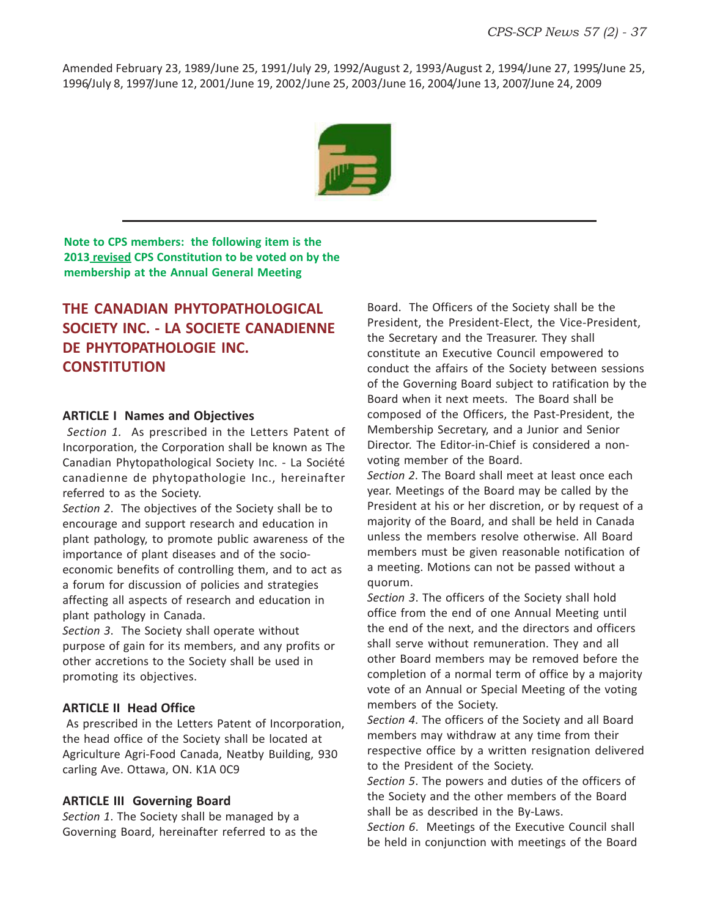Amended February 23, 1989/June 25, 1991/July 29, 1992/August 2, 1993/August 2, 1994/June 27, 1995/June 25, 1996/July 8, 1997/June 12, 2001/June 19, 2002/June 25, 2003/June 16, 2004/June 13, 2007/June 24, 2009

---

**Note to CPS members: the following item is the 2013 revised CPS Constitution to be voted on by the membership at the Annual General Meeting**

## THE CANADIAN PHYTOPATHOLOGICAL SOCIETY INC. - LA SOCIETE CANADIENNE DE PHYTOPATHOLOGIE INC. CONSTITUTION

### ARTICLE I Names and Objectives

*Section 1.* As prescribed in the Letters Patent of Incorporation, the Corporation shall be known as The Canadian Phytopathological Society Inc. - La Société canadienne de phytopathologie Inc., hereinafter referred to as the Society.

*Section 2.* The objectives of the Society shall be to encourage and support research and education in plant pathology, to promote public awareness of the importance of plant diseases and of the socio-economic benefits of controlling them, and to act as a forum for discussion of policies and strategies affecting all aspects of research and education in plant pathology in Canada.

*Section 3.* The Society shall operate without purpose of gain for its members, and any profits or other accretions to the Society shall be used in promoting its objectives.

### ARTICLE II Head Office

As prescribed in the Letters Patent of Incorporation, the head office of the Society shall be located at Agriculture Agri-Food Canada, Neatby Building, 930 carling Ave. Ottawa, ON. K1A 0C9

### ARTICLE III Governing Board

*Section 1.* The Society shall be managed by a Governing Board, hereinafter referred to as the Board. The Officers of the Society shall be the President, the President-Elect, the Vice-President, the Secretary and the Treasurer. They shall constitute an Executive Council empowered to conduct the affairs of the Society between sessions of the Governing Board subject to ratification by the Board when it next meets. The Board shall be composed of the Officers, the Past-President, the Membership Secretary, and a Junior and Senior Director. The Editor-in-Chief is considered a non-voting member of the Board.

*Section 2.* The Board shall meet at least once each year. Meetings of the Board may be called by the President at his or her discretion, or by request of a majority of the Board, and shall be held in Canada unless the members resolve otherwise. All Board members must be given reasonable notification of a meeting. Motions can not be passed without a quorum.

*Section 3.* The officers of the Society shall hold office from the end of one Annual Meeting until the end of the next, and the directors and officers shall serve without remuneration. They and all other Board members may be removed before the completion of a normal term of office by a majority vote of an Annual or Special Meeting of the voting members of the Society.

*Section 4.* The officers of the Society and all Board members may withdraw at any time from their respective office by a written resignation delivered to the President of the Society.

*Section 5.* The powers and duties of the officers of the Society and the other members of the Board shall be as described in the By-Laws.

*Section 6.* Meetings of the Executive Council shall be held in conjunction with meetings of the Board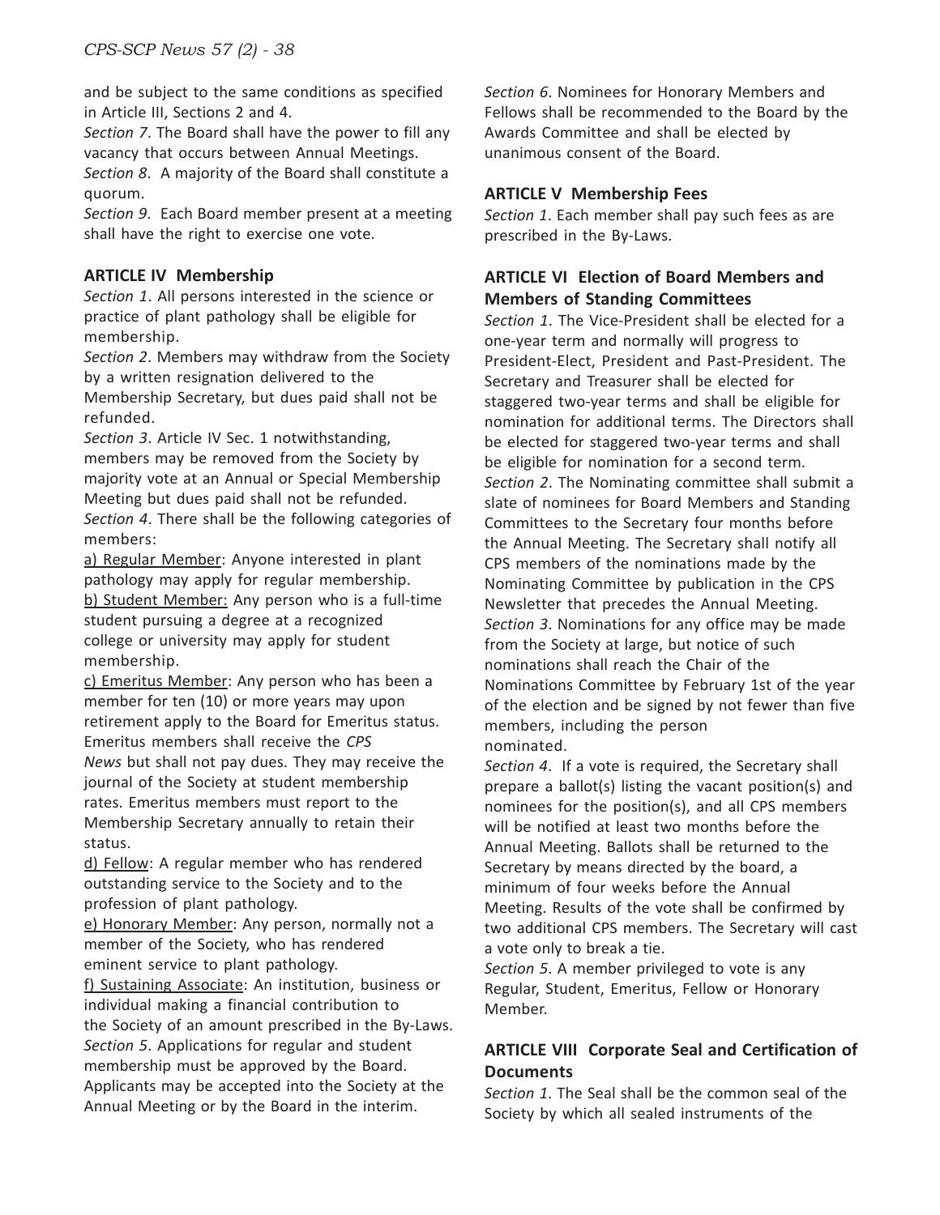and be subject to the same conditions as specified in Article III, Sections 2 and 4.

*Section 7*. The Board shall have the power to fill any vacancy that occurs between Annual Meetings.

*Section 8*. A majority of the Board shall constitute a quorum.

*Section 9*. Each Board member present at a meeting shall have the right to exercise one vote.

### ARTICLE IV Membership

*Section 1*. All persons interested in the science or practice of plant pathology shall be eligible for membership.

*Section 2*. Members may withdraw from the Society by a written resignation delivered to the Membership Secretary, but dues paid shall not be refunded.

*Section 3*. Article IV Sec. 1 notwithstanding, members may be removed from the Society by majority vote at an Annual or Special Membership Meeting but dues paid shall not be refunded.

*Section 4*. There shall be the following categories of members:

a) Regular Member: Anyone interested in plant pathology may apply for regular membership.

b) Student Member: Any person who is a full-time student pursuing a degree at a recognized college or university may apply for student membership.

c) Emeritus Member: Any person who has been a member for ten (10) or more years may upon retirement apply to the Board for Emeritus status. Emeritus members shall receive the *CPS News* but shall not pay dues. They may receive the journal of the Society at student membership rates. Emeritus members must report to the Membership Secretary annually to retain their status.

d) Fellow: A regular member who has rendered outstanding service to the Society and to the profession of plant pathology.

e) Honorary Member: Any person, normally not a member of the Society, who has rendered eminent service to plant pathology.

f) Sustaining Associate: An institution, business or individual making a financial contribution to the Society of an amount prescribed in the By-Laws.

*Section 5*. Applications for regular and student membership must be approved by the Board. Applicants may be accepted into the Society at the Annual Meeting or by the Board in the interim.

*Section 6*. Nominees for Honorary Members and Fellows shall be recommended to the Board by the Awards Committee and shall be elected by unanimous consent of the Board.

### ARTICLE V Membership Fees

*Section 1*. Each member shall pay such fees as are prescribed in the By-Laws.

### ARTICLE VI Election of Board Members and Members of Standing Committees

*Section 1*. The Vice-President shall be elected for a one-year term and normally will progress to President-Elect, President and Past-President. The Secretary and Treasurer shall be elected for staggered two-year terms and shall be eligible for nomination for additional terms. The Directors shall be elected for staggered two-year terms and shall be eligible for nomination for a second term.

*Section 2*. The Nominating committee shall submit a slate of nominees for Board Members and Standing Committees to the Secretary four months before the Annual Meeting. The Secretary shall notify all CPS members of the nominations made by the Nominating Committee by publication in the CPS Newsletter that precedes the Annual Meeting.

*Section 3*. Nominations for any office may be made from the Society at large, but notice of such nominations shall reach the Chair of the Nominations Committee by February 1st of the year of the election and be signed by not fewer than five members, including the person nominated.

*Section 4*. If a vote is required, the Secretary shall prepare a ballot(s) listing the vacant position(s) and nominees for the position(s), and all CPS members will be notified at least two months before the Annual Meeting. Ballots shall be returned to the Secretary by means directed by the board, a minimum of four weeks before the Annual Meeting. Results of the vote shall be confirmed by two additional CPS members. The Secretary will cast a vote only to break a tie.

*Section 5*. A member privileged to vote is any Regular, Student, Emeritus, Fellow or Honorary Member.

### ARTICLE VIII Corporate Seal and Certification of Documents

*Section 1*. The Seal shall be the common seal of the Society by which all sealed instruments of the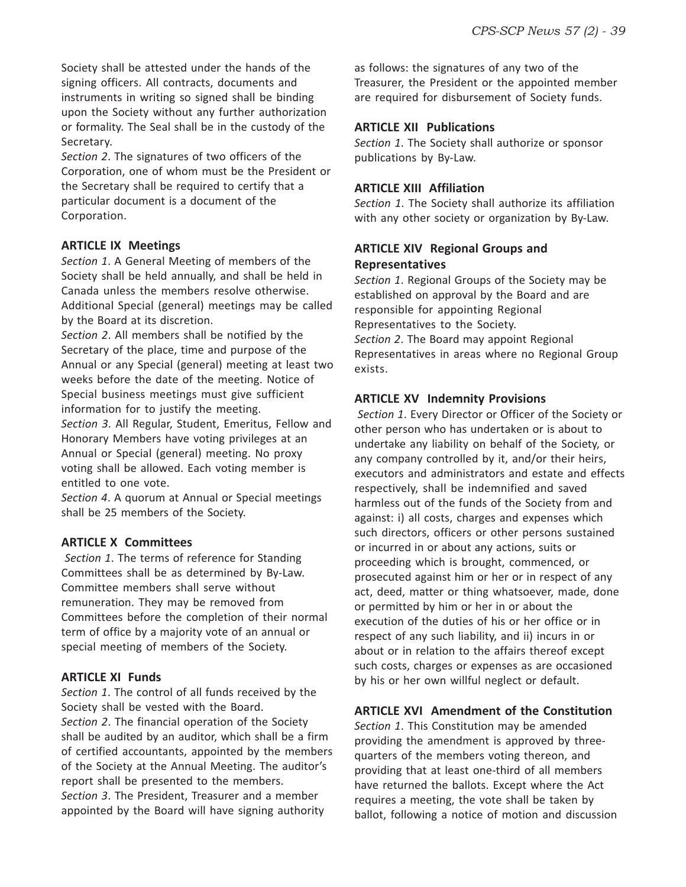Society shall be attested under the hands of the signing officers. All contracts, documents and instruments in writing so signed shall be binding upon the Society without any further authorization or formality. The Seal shall be in the custody of the Secretary.

*Section 2*. The signatures of two officers of the Corporation, one of whom must be the President or the Secretary shall be required to certify that a particular document is a document of the Corporation.

### ARTICLE IX Meetings

*Section 1*. A General Meeting of members of the Society shall be held annually, and shall be held in Canada unless the members resolve otherwise. Additional Special (general) meetings may be called by the Board at its discretion.

*Section 2*. All members shall be notified by the Secretary of the place, time and purpose of the Annual or any Special (general) meeting at least two weeks before the date of the meeting. Notice of Special business meetings must give sufficient information for to justify the meeting.

*Section 3*. All Regular, Student, Emeritus, Fellow and Honorary Members have voting privileges at an Annual or Special (general) meeting. No proxy voting shall be allowed. Each voting member is entitled to one vote.

*Section 4*. A quorum at Annual or Special meetings shall be 25 members of the Society.

### ARTICLE X Committees

*Section 1*. The terms of reference for Standing Committees shall be as determined by By-Law. Committee members shall serve without remuneration. They may be removed from Committees before the completion of their normal term of office by a majority vote of an annual or special meeting of members of the Society.

### ARTICLE XI Funds

*Section 1*. The control of all funds received by the Society shall be vested with the Board.

*Section 2*. The financial operation of the Society shall be audited by an auditor, which shall be a firm of certified accountants, appointed by the members of the Society at the Annual Meeting. The auditor's report shall be presented to the members.

*Section 3*. The President, Treasurer and a member appointed by the Board will have signing authority as follows: the signatures of any two of the Treasurer, the President or the appointed member are required for disbursement of Society funds.

### ARTICLE XII Publications

*Section 1*. The Society shall authorize or sponsor publications by By-Law.

### ARTICLE XIII Affiliation

*Section 1*. The Society shall authorize its affiliation with any other society or organization by By-Law.

### ARTICLE XIV Regional Groups and Representatives

*Section 1*. Regional Groups of the Society may be established on approval by the Board and are responsible for appointing Regional Representatives to the Society.

*Section 2*. The Board may appoint Regional Representatives in areas where no Regional Group exists.

### ARTICLE XV Indemnity Provisions

*Section 1*. Every Director or Officer of the Society or other person who has undertaken or is about to undertake any liability on behalf of the Society, or any company controlled by it, and/or their heirs, executors and administrators and estate and effects respectively, shall be indemnified and saved harmless out of the funds of the Society from and against: i) all costs, charges and expenses which such directors, officers or other persons sustained or incurred in or about any actions, suits or proceeding which is brought, commenced, or prosecuted against him or her or in respect of any act, deed, matter or thing whatsoever, made, done or permitted by him or her in or about the execution of the duties of his or her office or in respect of any such liability, and ii) incurs in or about or in relation to the affairs thereof except such costs, charges or expenses as are occasioned by his or her own willful neglect or default.

### ARTICLE XVI Amendment of the Constitution

*Section 1*. This Constitution may be amended providing the amendment is approved by three-quarters of the members voting thereon, and providing that at least one-third of all members have returned the ballots. Except where the Act requires a meeting, the vote shall be taken by ballot, following a notice of motion and discussion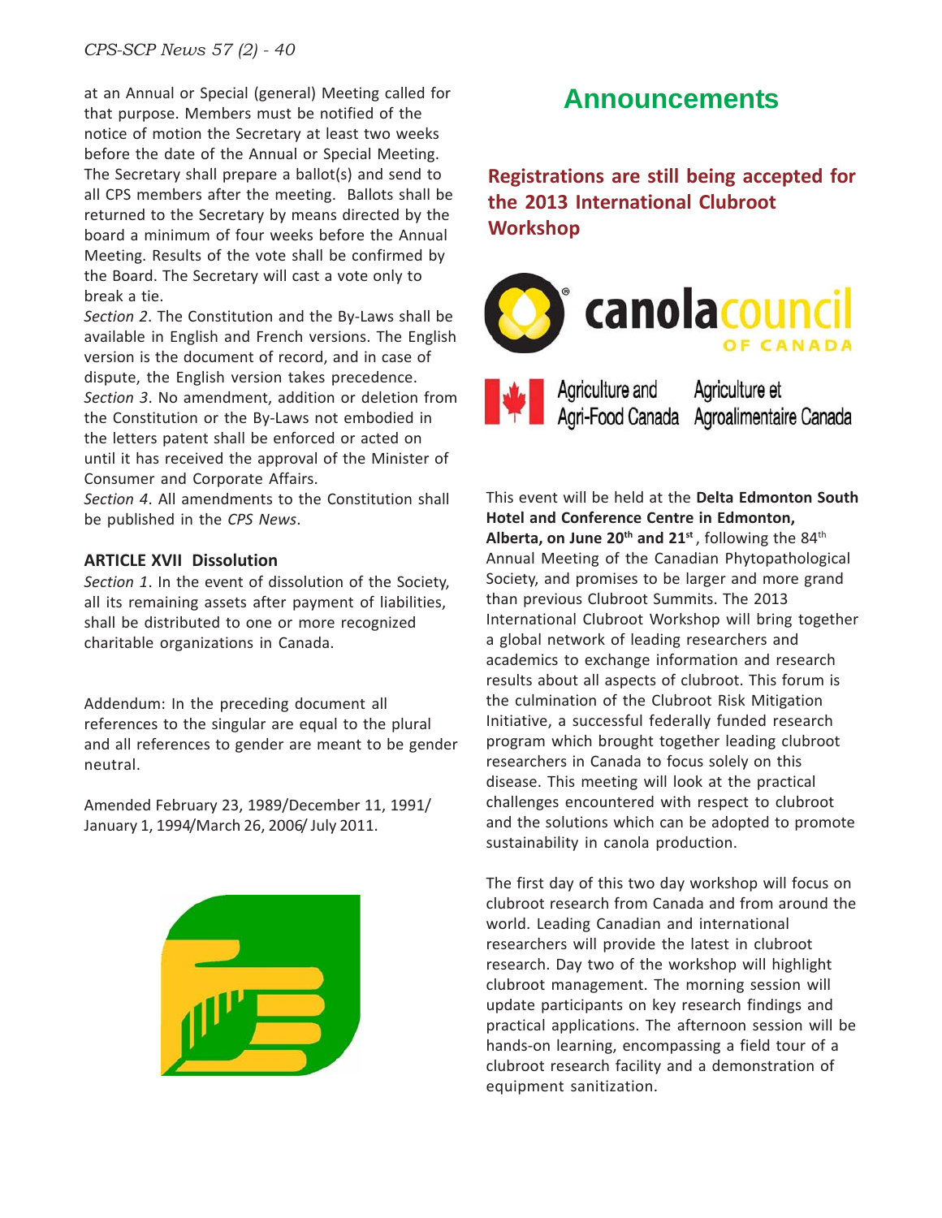at an Annual or Special (general) Meeting called for that purpose. Members must be notified of the notice of motion the Secretary at least two weeks before the date of the Annual or Special Meeting. The Secretary shall prepare a ballot(s) and send to all CPS members after the meeting. Ballots shall be returned to the Secretary by means directed by the board a minimum of four weeks before the Annual Meeting. Results of the vote shall be confirmed by the Board. The Secretary will cast a vote only to break a tie.

*Section 2*. The Constitution and the By-Laws shall be available in English and French versions. The English version is the document of record, and in case of dispute, the English version takes precedence.

*Section 3*. No amendment, addition or deletion from the Constitution or the By-Laws not embodied in the letters patent shall be enforced or acted on until it has received the approval of the Minister of Consumer and Corporate Affairs.

*Section 4*. All amendments to the Constitution shall be published in the *CPS News*.

### ARTICLE XVII Dissolution

*Section 1*. In the event of dissolution of the Society, all its remaining assets after payment of liabilities, shall be distributed to one or more recognized charitable organizations in Canada.

Addendum: In the preceding document all references to the singular are equal to the plural and all references to gender are meant to be gender neutral.

Amended February 23, 1989/December 11, 1991/ January 1, 1994/March 26, 2006/ July 2011.

# Announcements

## Registrations are still being accepted for the 2013 International Clubroot Workshop

canolacouncil OF CANADA

Agriculture and Agri-Food Canada / Agriculture et Agroalimentaire Canada

This event will be held at the **Delta Edmonton South Hotel and Conference Centre in Edmonton, Alberta, on June 20th and 21st**, following the 84th Annual Meeting of the Canadian Phytopathological Society, and promises to be larger and more grand than previous Clubroot Summits. The 2013 International Clubroot Workshop will bring together a global network of leading researchers and academics to exchange information and research results about all aspects of clubroot. This forum is the culmination of the Clubroot Risk Mitigation Initiative, a successful federally funded research program which brought together leading clubroot researchers in Canada to focus solely on this disease. This meeting will look at the practical challenges encountered with respect to clubroot and the solutions which can be adopted to promote sustainability in canola production.

The first day of this two day workshop will focus on clubroot research from Canada and from around the world. Leading Canadian and international researchers will provide the latest in clubroot research. Day two of the workshop will highlight clubroot management. The morning session will update participants on key research findings and practical applications. The afternoon session will be hands-on learning, encompassing a field tour of a clubroot research facility and a demonstration of equipment sanitization.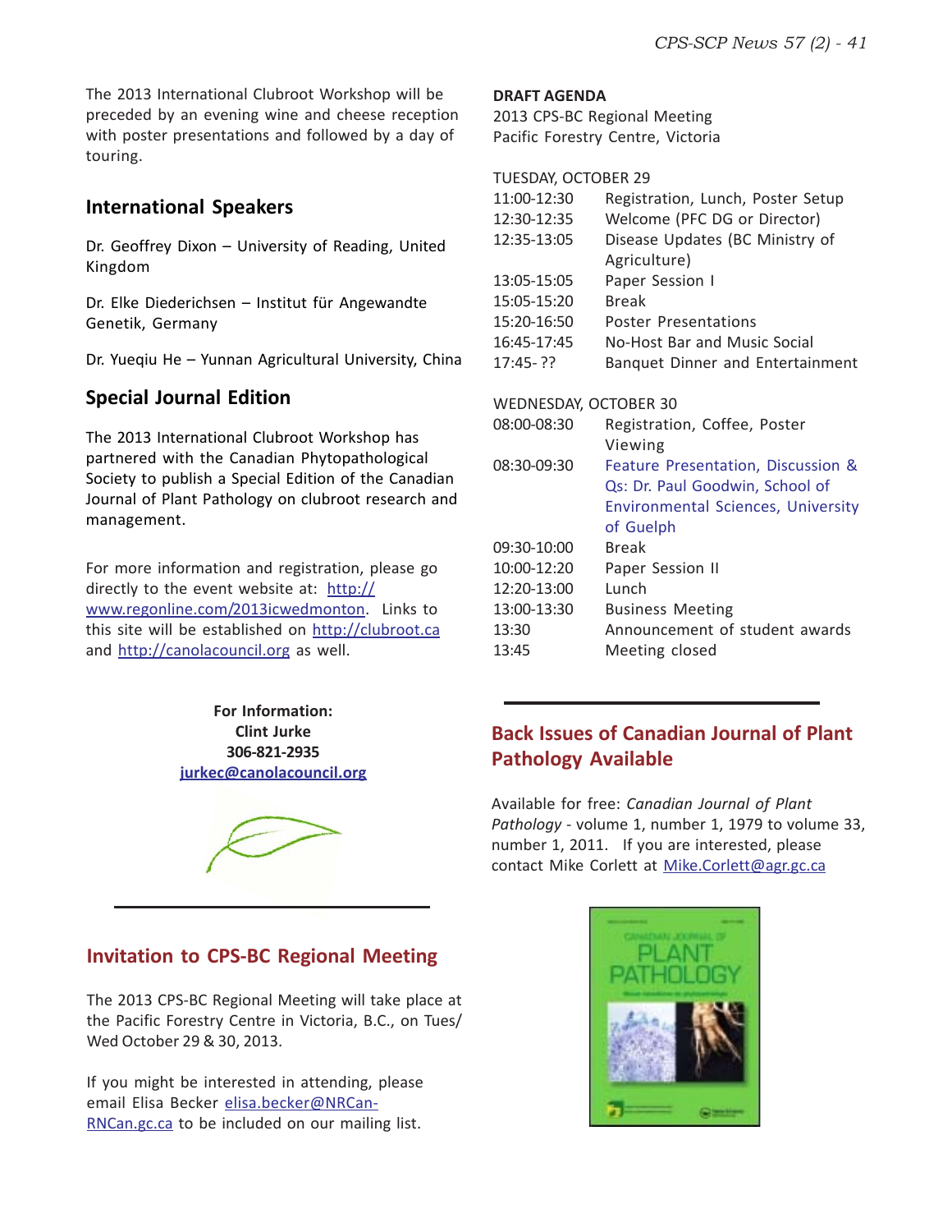The 2013 International Clubroot Workshop will be preceded by an evening wine and cheese reception with poster presentations and followed by a day of touring.

## International Speakers

Dr. Geoffrey Dixon – University of Reading, United Kingdom

Dr. Elke Diederichsen – Institut für Angewandte Genetik, Germany

Dr. Yueqiu He – Yunnan Agricultural University, China

## Special Journal Edition

The 2013 International Clubroot Workshop has partnered with the Canadian Phytopathological Society to publish a Special Edition of the Canadian Journal of Plant Pathology on clubroot research and management.

For more information and registration, please go directly to the event website at: http://www.regonline.com/2013icwedmonton. Links to this site will be established on http://clubroot.ca and http://canolacouncil.org as well.

**For Information:**
**Clint Jurke**
**306-821-2935**
**jurkec@canolacouncil.org**

## Invitation to CPS-BC Regional Meeting

The 2013 CPS-BC Regional Meeting will take place at the Pacific Forestry Centre in Victoria, B.C., on Tues/Wed October 29 & 30, 2013.

If you might be interested in attending, please email Elisa Becker elisa.becker@NRCan-RNCan.gc.ca to be included on our mailing list.

**DRAFT AGENDA**
2013 CPS-BC Regional Meeting
Pacific Forestry Centre, Victoria

TUESDAY, OCTOBER 29

| | |
|---|---|
| 11:00-12:30 | Registration, Lunch, Poster Setup |
| 12:30-12:35 | Welcome (PFC DG or Director) |
| 12:35-13:05 | Disease Updates (BC Ministry of Agriculture) |
| 13:05-15:05 | Paper Session I |
| 15:05-15:20 | Break |
| 15:20-16:50 | Poster Presentations |
| 16:45-17:45 | No-Host Bar and Music Social |
| 17:45- ?? | Banquet Dinner and Entertainment |

WEDNESDAY, OCTOBER 30

| | |
|---|---|
| 08:00-08:30 | Registration, Coffee, Poster Viewing |
| 08:30-09:30 | Feature Presentation, Discussion & Qs: Dr. Paul Goodwin, School of Environmental Sciences, University of Guelph |
| 09:30-10:00 | Break |
| 10:00-12:20 | Paper Session II |
| 12:20-13:00 | Lunch |
| 13:00-13:30 | Business Meeting |
| 13:30 | Announcement of student awards |
| 13:45 | Meeting closed |

## Back Issues of Canadian Journal of Plant Pathology Available

Available for free: *Canadian Journal of Plant Pathology* - volume 1, number 1, 1979 to volume 33, number 1, 2011. If you are interested, please contact Mike Corlett at Mike.Corlett@agr.gc.ca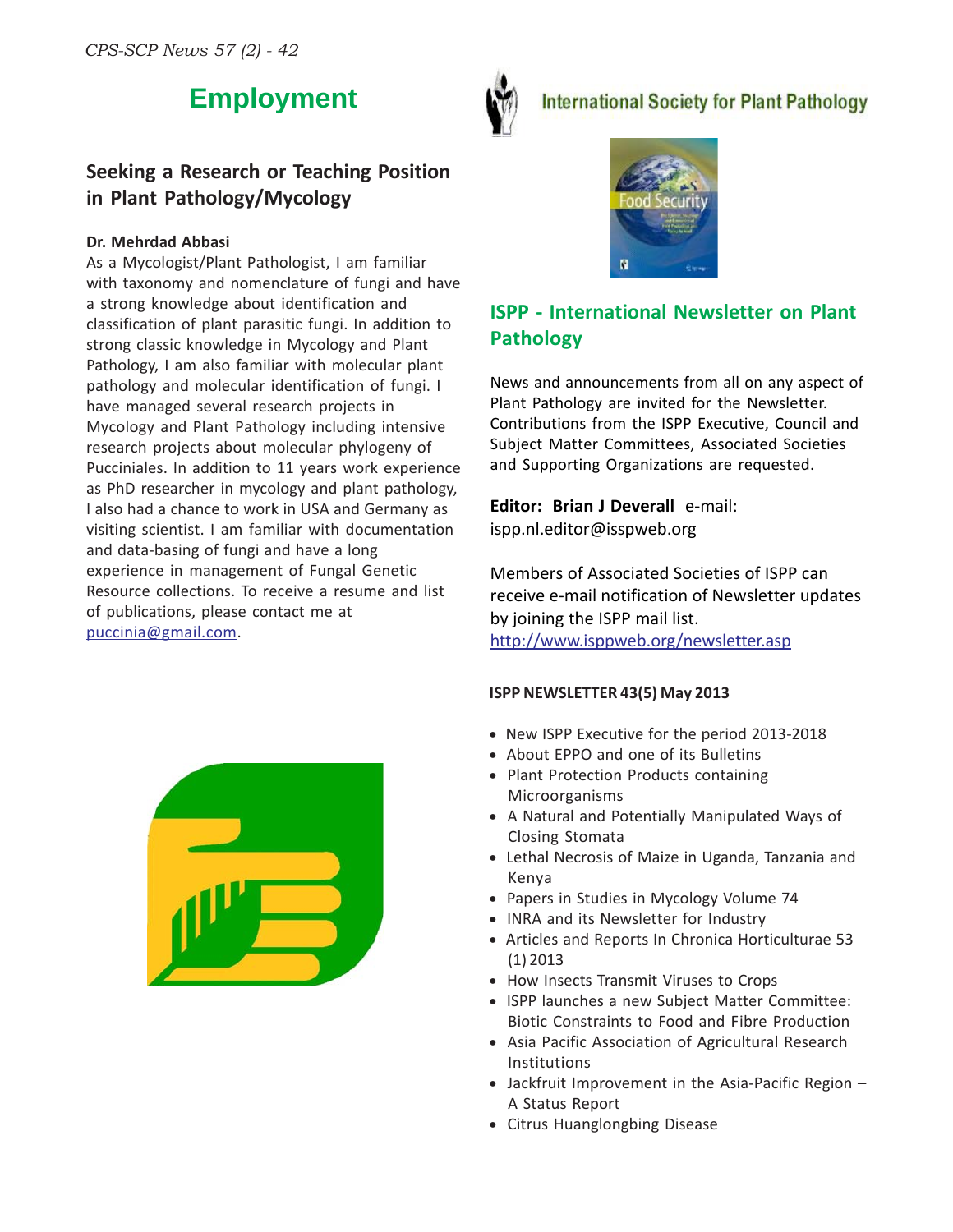# Employment

## Seeking a Research or Teaching Position in Plant Pathology/Mycology

**Dr. Mehrdad Abbasi**

As a Mycologist/Plant Pathologist, I am familiar with taxonomy and nomenclature of fungi and have a strong knowledge about identification and classification of plant parasitic fungi. In addition to strong classic knowledge in Mycology and Plant Pathology, I am also familiar with molecular plant pathology and molecular identification of fungi. I have managed several research projects in Mycology and Plant Pathology including intensive research projects about molecular phylogeny of Pucciniales. In addition to 11 years work experience as PhD researcher in mycology and plant pathology, I also had a chance to work in USA and Germany as visiting scientist. I am familiar with documentation and data-basing of fungi and have a long experience in management of Fungal Genetic Resource collections. To receive a resume and list of publications, please contact me at puccinia@gmail.com.

International Society for Plant Pathology

## ISPP - International Newsletter on Plant Pathology

News and announcements from all on any aspect of Plant Pathology are invited for the Newsletter. Contributions from the ISPP Executive, Council and Subject Matter Committees, Associated Societies and Supporting Organizations are requested.

**Editor: Brian J Deverall** e-mail: ispp.nl.editor@isspweb.org

Members of Associated Societies of ISPP can receive e-mail notification of Newsletter updates by joining the ISPP mail list.
http://www.isppweb.org/newsletter.asp

**ISPP NEWSLETTER 43(5) May 2013**

- New ISPP Executive for the period 2013-2018
- About EPPO and one of its Bulletins
- Plant Protection Products containing Microorganisms
- A Natural and Potentially Manipulated Ways of Closing Stomata
- Lethal Necrosis of Maize in Uganda, Tanzania and Kenya
- Papers in Studies in Mycology Volume 74
- INRA and its Newsletter for Industry
- Articles and Reports In Chronica Horticulturae 53 (1) 2013
- How Insects Transmit Viruses to Crops
- ISPP launches a new Subject Matter Committee: Biotic Constraints to Food and Fibre Production
- Asia Pacific Association of Agricultural Research Institutions
- Jackfruit Improvement in the Asia-Pacific Region – A Status Report
- Citrus Huanglongbing Disease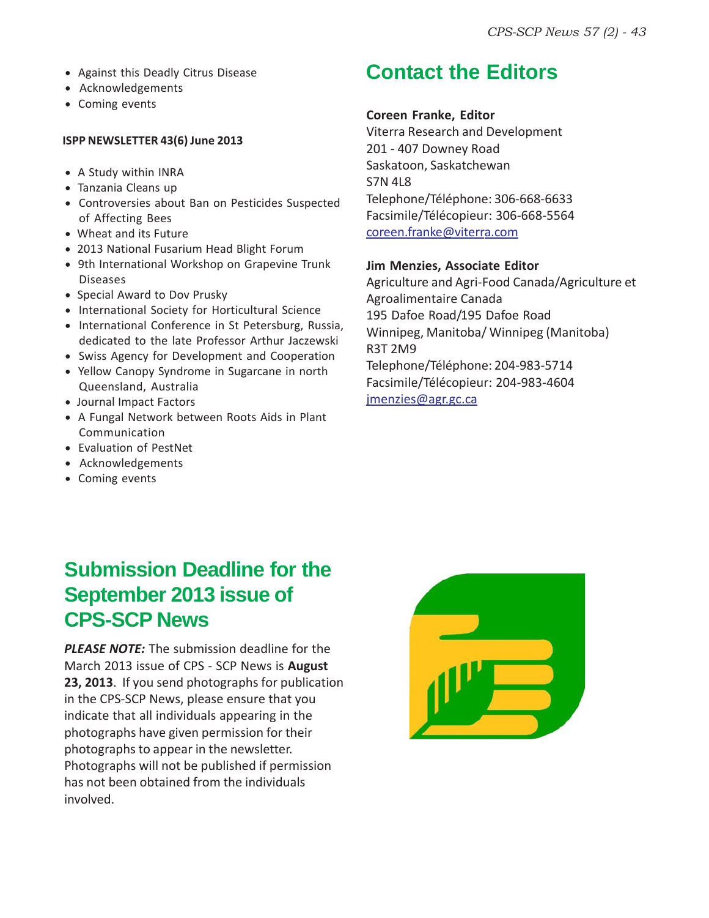- Against this Deadly Citrus Disease
- Acknowledgements
- Coming events

**ISPP NEWSLETTER 43(6) June 2013**

- A Study within INRA
- Tanzania Cleans up
- Controversies about Ban on Pesticides Suspected of Affecting Bees
- Wheat and its Future
- 2013 National Fusarium Head Blight Forum
- 9th International Workshop on Grapevine Trunk Diseases
- Special Award to Dov Prusky
- International Society for Horticultural Science
- International Conference in St Petersburg, Russia, dedicated to the late Professor Arthur Jaczewski
- Swiss Agency for Development and Cooperation
- Yellow Canopy Syndrome in Sugarcane in north Queensland, Australia
- Journal Impact Factors
- A Fungal Network between Roots Aids in Plant Communication
- Evaluation of PestNet
- Acknowledgements
- Coming events

## Contact the Editors

**Coreen Franke, Editor**
Viterra Research and Development
201 - 407 Downey Road
Saskatoon, Saskatchewan
S7N 4L8
Telephone/Téléphone: 306-668-6633
Facsimile/Télécopieur: 306-668-5564
coreen.franke@viterra.com

**Jim Menzies, Associate Editor**
Agriculture and Agri-Food Canada/Agriculture et Agroalimentaire Canada
195 Dafoe Road/195 Dafoe Road
Winnipeg, Manitoba/ Winnipeg (Manitoba)
R3T 2M9
Telephone/Téléphone: 204-983-5714
Facsimile/Télécopieur: 204-983-4604
jmenzies@agr.gc.ca

## Submission Deadline for the September 2013 issue of CPS-SCP News

***PLEASE NOTE:*** The submission deadline for the March 2013 issue of CPS - SCP News is **August 23, 2013**. If you send photographs for publication in the CPS-SCP News, please ensure that you indicate that all individuals appearing in the photographs have given permission for their photographs to appear in the newsletter. Photographs will not be published if permission has not been obtained from the individuals involved.